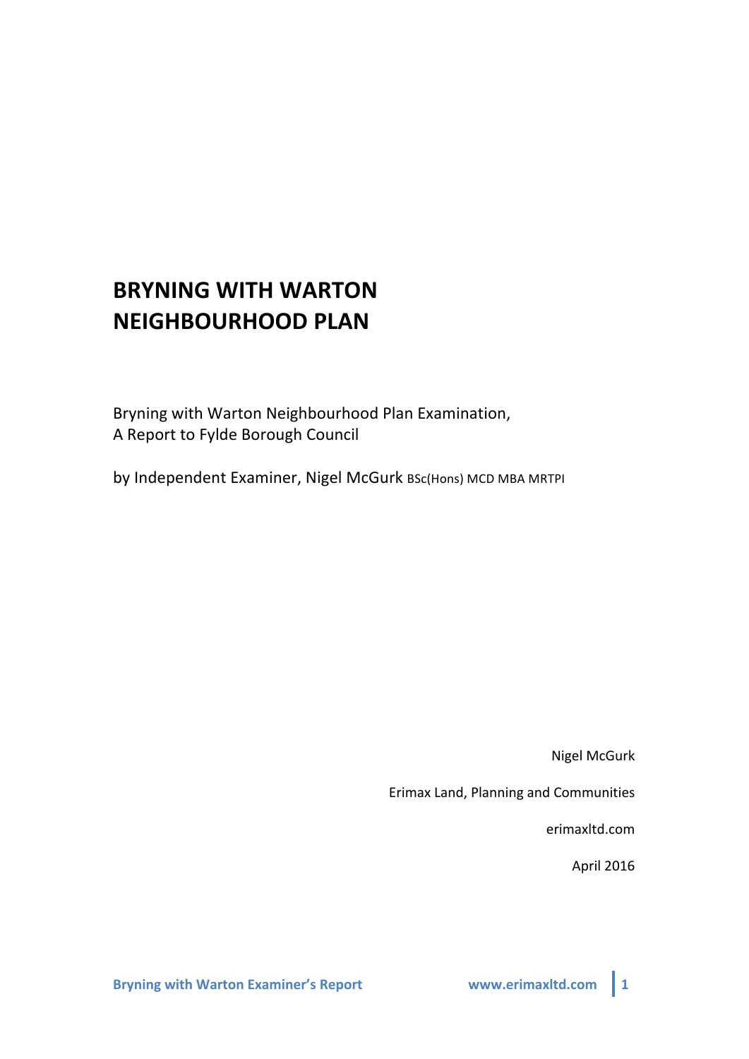# BRYNING WITH WARTON NEIGHBOURHOOD PLAN

Bryning with Warton Neighbourhood Plan Examination,
A Report to Fylde Borough Council

by Independent Examiner, Nigel McGurk BSc(Hons) MCD MBA MRTPI

Nigel McGurk

Erimax Land, Planning and Communities

erimaxltd.com

April 2016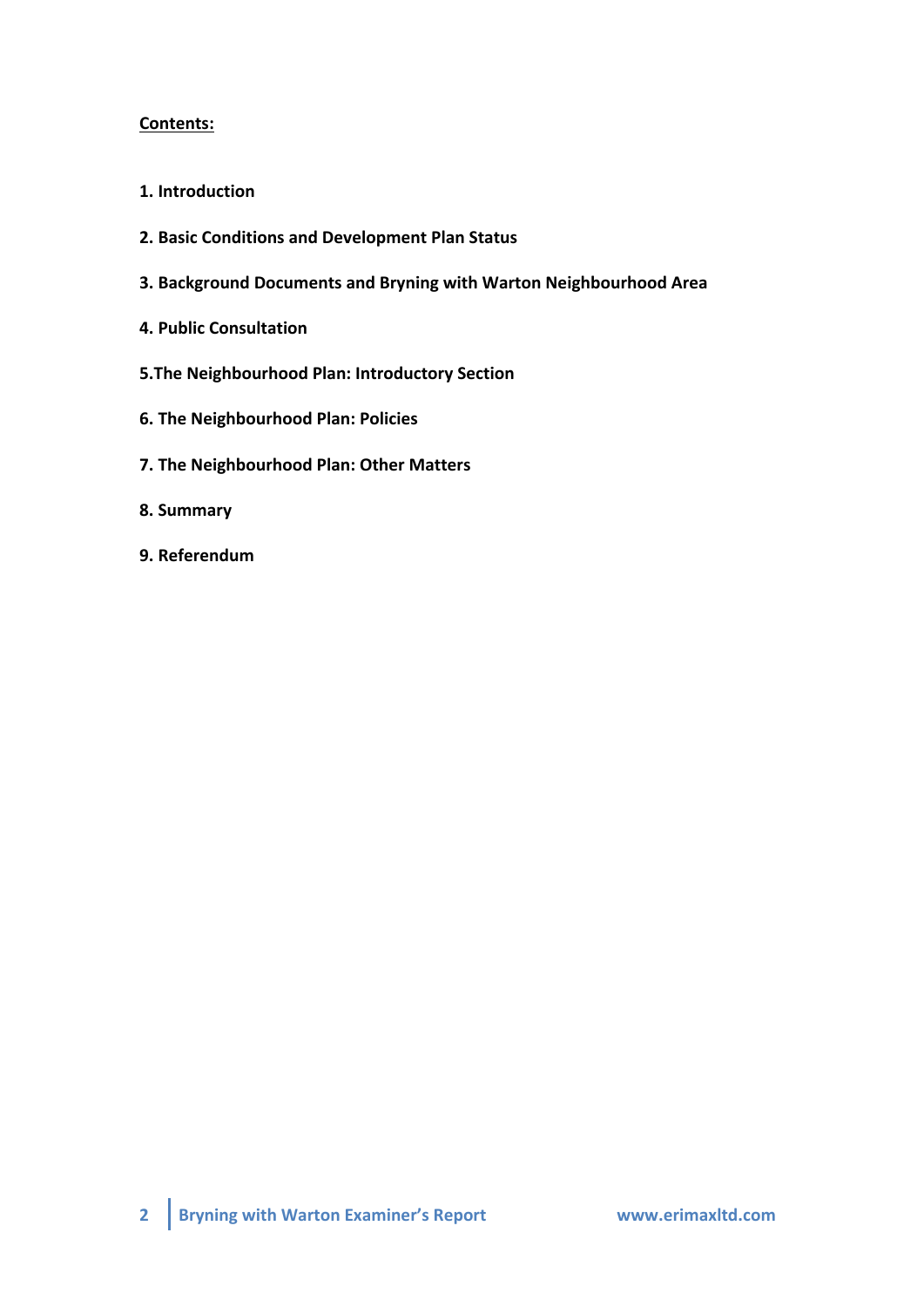**Contents:**

**1. Introduction**

**2. Basic Conditions and Development Plan Status**

**3. Background Documents and Bryning with Warton Neighbourhood Area**

**4. Public Consultation**

**5.The Neighbourhood Plan: Introductory Section**

**6. The Neighbourhood Plan: Policies**

**7. The Neighbourhood Plan: Other Matters**

**8. Summary**

**9. Referendum**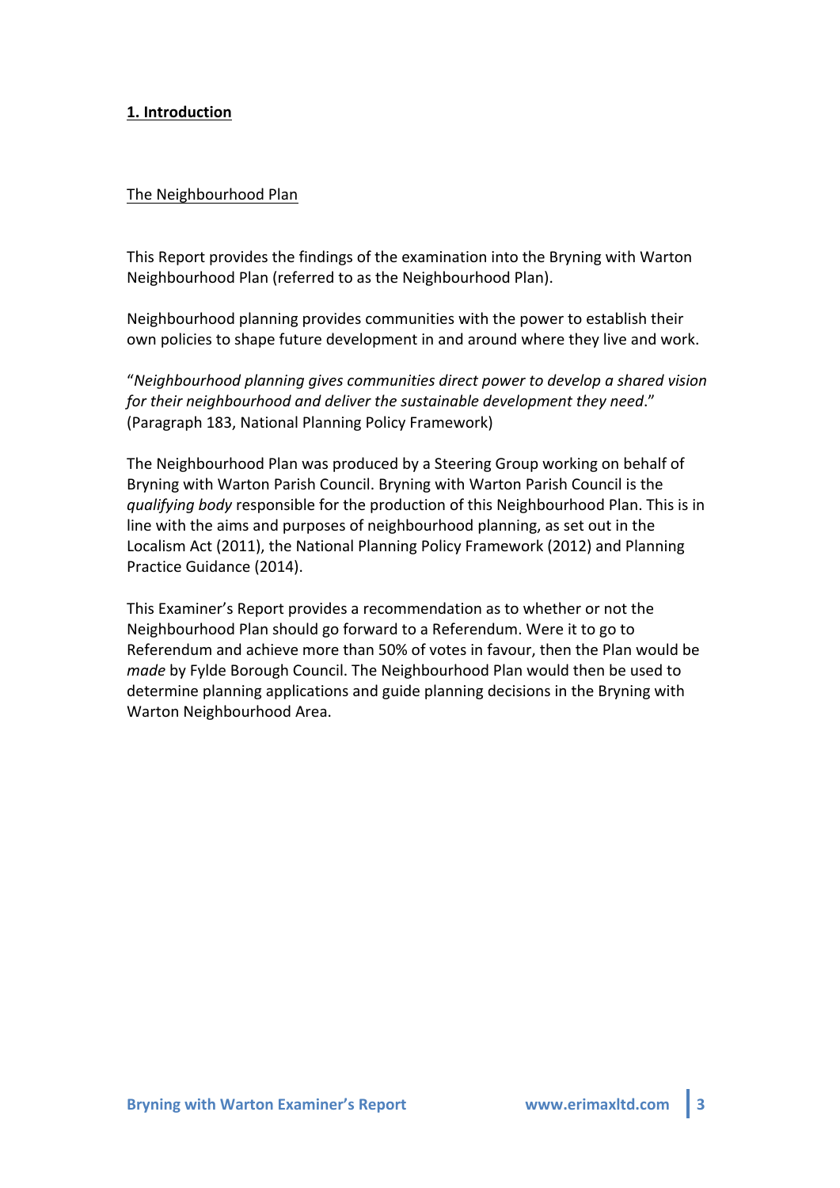## 1. Introduction

### The Neighbourhood Plan

This Report provides the findings of the examination into the Bryning with Warton Neighbourhood Plan (referred to as the Neighbourhood Plan).

Neighbourhood planning provides communities with the power to establish their own policies to shape future development in and around where they live and work.

"*Neighbourhood planning gives communities direct power to develop a shared vision for their neighbourhood and deliver the sustainable development they need*." (Paragraph 183, National Planning Policy Framework)

The Neighbourhood Plan was produced by a Steering Group working on behalf of Bryning with Warton Parish Council. Bryning with Warton Parish Council is the *qualifying body* responsible for the production of this Neighbourhood Plan. This is in line with the aims and purposes of neighbourhood planning, as set out in the Localism Act (2011), the National Planning Policy Framework (2012) and Planning Practice Guidance (2014).

This Examiner's Report provides a recommendation as to whether or not the Neighbourhood Plan should go forward to a Referendum. Were it to go to Referendum and achieve more than 50% of votes in favour, then the Plan would be *made* by Fylde Borough Council. The Neighbourhood Plan would then be used to determine planning applications and guide planning decisions in the Bryning with Warton Neighbourhood Area.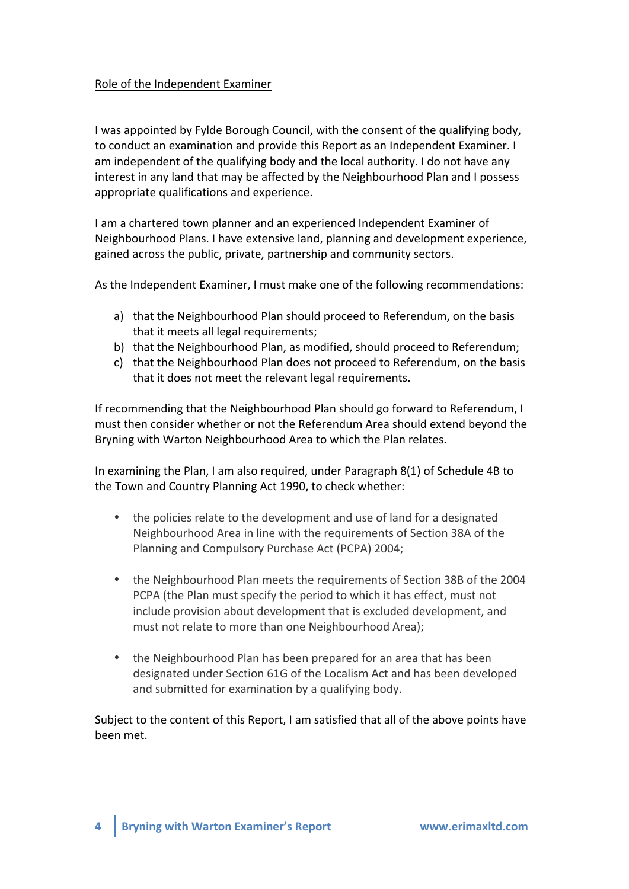## Role of the Independent Examiner

I was appointed by Fylde Borough Council, with the consent of the qualifying body, to conduct an examination and provide this Report as an Independent Examiner. I am independent of the qualifying body and the local authority. I do not have any interest in any land that may be affected by the Neighbourhood Plan and I possess appropriate qualifications and experience.

I am a chartered town planner and an experienced Independent Examiner of Neighbourhood Plans. I have extensive land, planning and development experience, gained across the public, private, partnership and community sectors.

As the Independent Examiner, I must make one of the following recommendations:

a) that the Neighbourhood Plan should proceed to Referendum, on the basis that it meets all legal requirements;
b) that the Neighbourhood Plan, as modified, should proceed to Referendum;
c) that the Neighbourhood Plan does not proceed to Referendum, on the basis that it does not meet the relevant legal requirements.

If recommending that the Neighbourhood Plan should go forward to Referendum, I must then consider whether or not the Referendum Area should extend beyond the Bryning with Warton Neighbourhood Area to which the Plan relates.

In examining the Plan, I am also required, under Paragraph 8(1) of Schedule 4B to the Town and Country Planning Act 1990, to check whether:

- the policies relate to the development and use of land for a designated Neighbourhood Area in line with the requirements of Section 38A of the Planning and Compulsory Purchase Act (PCPA) 2004;

- the Neighbourhood Plan meets the requirements of Section 38B of the 2004 PCPA (the Plan must specify the period to which it has effect, must not include provision about development that is excluded development, and must not relate to more than one Neighbourhood Area);

- the Neighbourhood Plan has been prepared for an area that has been designated under Section 61G of the Localism Act and has been developed and submitted for examination by a qualifying body.

Subject to the content of this Report, I am satisfied that all of the above points have been met.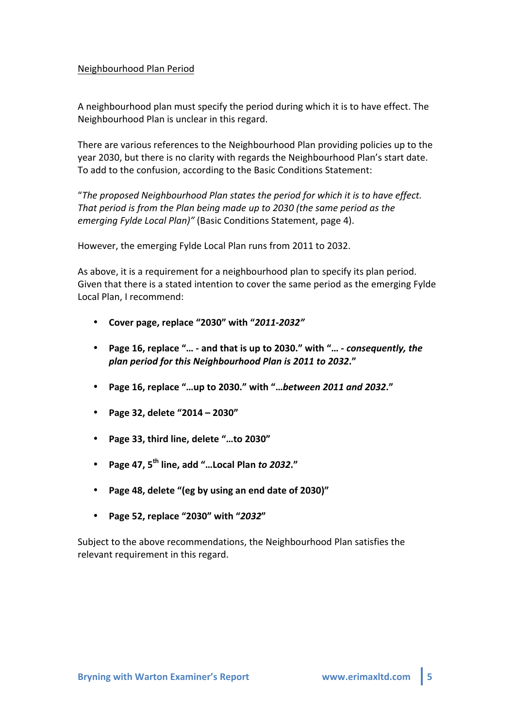Neighbourhood Plan Period

A neighbourhood plan must specify the period during which it is to have effect. The Neighbourhood Plan is unclear in this regard.

There are various references to the Neighbourhood Plan providing policies up to the year 2030, but there is no clarity with regards the Neighbourhood Plan's start date. To add to the confusion, according to the Basic Conditions Statement:

"*The proposed Neighbourhood Plan states the period for which it is to have effect. That period is from the Plan being made up to 2030 (the same period as the emerging Fylde Local Plan)*" (Basic Conditions Statement, page 4).

However, the emerging Fylde Local Plan runs from 2011 to 2032.

As above, it is a requirement for a neighbourhood plan to specify its plan period. Given that there is a stated intention to cover the same period as the emerging Fylde Local Plan, I recommend:

- **Cover page, replace "2030" with "*2011-2032*"**
- **Page 16, replace "… - and that is up to 2030." with "… - *consequently, the plan period for this Neighbourhood Plan is 2011 to 2032*."**
- **Page 16, replace "…up to 2030." with "…*between 2011 and 2032*."**
- **Page 32, delete "2014 – 2030"**
- **Page 33, third line, delete "…to 2030"**
- **Page 47, 5th line, add "…Local Plan *to 2032*."**
- **Page 48, delete "(eg by using an end date of 2030)"**
- **Page 52, replace "2030" with "*2032*"**

Subject to the above recommendations, the Neighbourhood Plan satisfies the relevant requirement in this regard.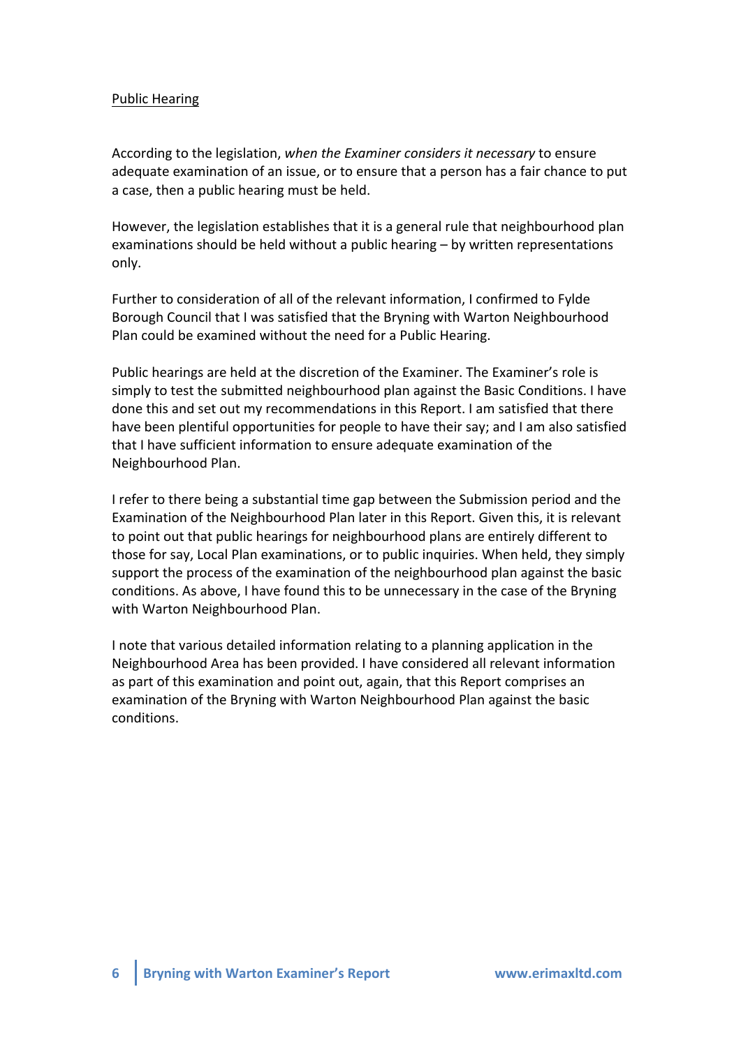## Public Hearing

According to the legislation, *when the Examiner considers it necessary* to ensure adequate examination of an issue, or to ensure that a person has a fair chance to put a case, then a public hearing must be held.

However, the legislation establishes that it is a general rule that neighbourhood plan examinations should be held without a public hearing – by written representations only.

Further to consideration of all of the relevant information, I confirmed to Fylde Borough Council that I was satisfied that the Bryning with Warton Neighbourhood Plan could be examined without the need for a Public Hearing.

Public hearings are held at the discretion of the Examiner. The Examiner's role is simply to test the submitted neighbourhood plan against the Basic Conditions. I have done this and set out my recommendations in this Report. I am satisfied that there have been plentiful opportunities for people to have their say; and I am also satisfied that I have sufficient information to ensure adequate examination of the Neighbourhood Plan.

I refer to there being a substantial time gap between the Submission period and the Examination of the Neighbourhood Plan later in this Report. Given this, it is relevant to point out that public hearings for neighbourhood plans are entirely different to those for say, Local Plan examinations, or to public inquiries. When held, they simply support the process of the examination of the neighbourhood plan against the basic conditions. As above, I have found this to be unnecessary in the case of the Bryning with Warton Neighbourhood Plan.

I note that various detailed information relating to a planning application in the Neighbourhood Area has been provided. I have considered all relevant information as part of this examination and point out, again, that this Report comprises an examination of the Bryning with Warton Neighbourhood Plan against the basic conditions.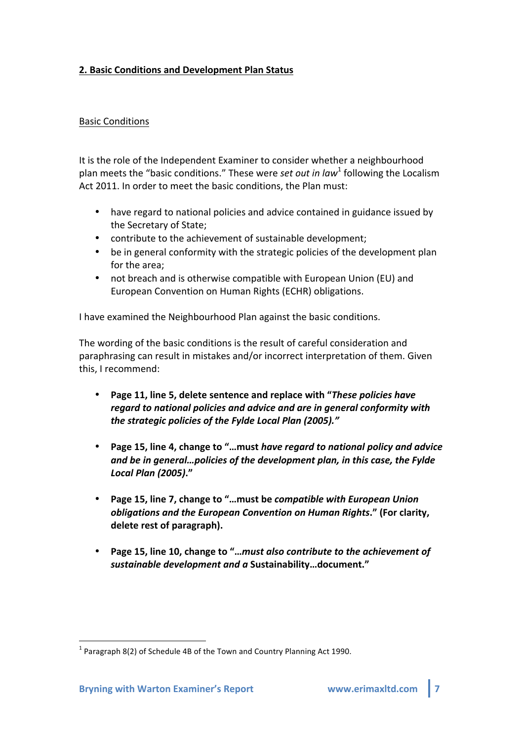## 2. Basic Conditions and Development Plan Status

### Basic Conditions

It is the role of the Independent Examiner to consider whether a neighbourhood plan meets the "basic conditions." These were *set out in law*[1] following the Localism Act 2011. In order to meet the basic conditions, the Plan must:

- have regard to national policies and advice contained in guidance issued by the Secretary of State;
- contribute to the achievement of sustainable development;
- be in general conformity with the strategic policies of the development plan for the area;
- not breach and is otherwise compatible with European Union (EU) and European Convention on Human Rights (ECHR) obligations.

I have examined the Neighbourhood Plan against the basic conditions.

The wording of the basic conditions is the result of careful consideration and paraphrasing can result in mistakes and/or incorrect interpretation of them. Given this, I recommend:

- **Page 11, line 5, delete sentence and replace with "*These policies have regard to national policies and advice and are in general conformity with the strategic policies of the Fylde Local Plan (2005).*"**

- **Page 15, line 4, change to "…must *have regard to national policy and advice and be in general…policies of the development plan, in this case, the Fylde Local Plan (2005)*."**

- **Page 15, line 7, change to "…must be *compatible with European Union obligations and the European Convention on Human Rights*." (For clarity, delete rest of paragraph).**

- **Page 15, line 10, change to "…*must also contribute to the achievement of sustainable development and a* Sustainability…document."**

[1] Paragraph 8(2) of Schedule 4B of the Town and Country Planning Act 1990.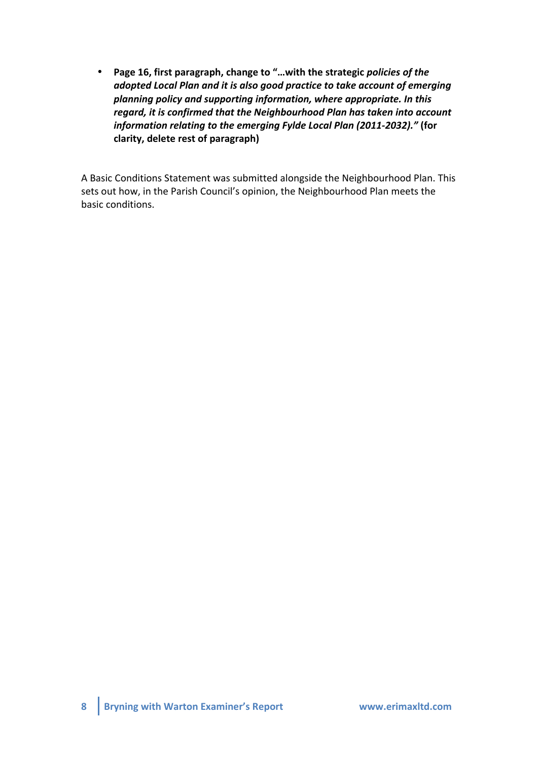- **Page 16, first paragraph, change to "…with the strategic *policies of the adopted Local Plan and it is also good practice to take account of emerging planning policy and supporting information, where appropriate. In this regard, it is confirmed that the Neighbourhood Plan has taken into account information relating to the emerging Fylde Local Plan (2011-2032)."* (for clarity, delete rest of paragraph)**

A Basic Conditions Statement was submitted alongside the Neighbourhood Plan. This sets out how, in the Parish Council's opinion, the Neighbourhood Plan meets the basic conditions.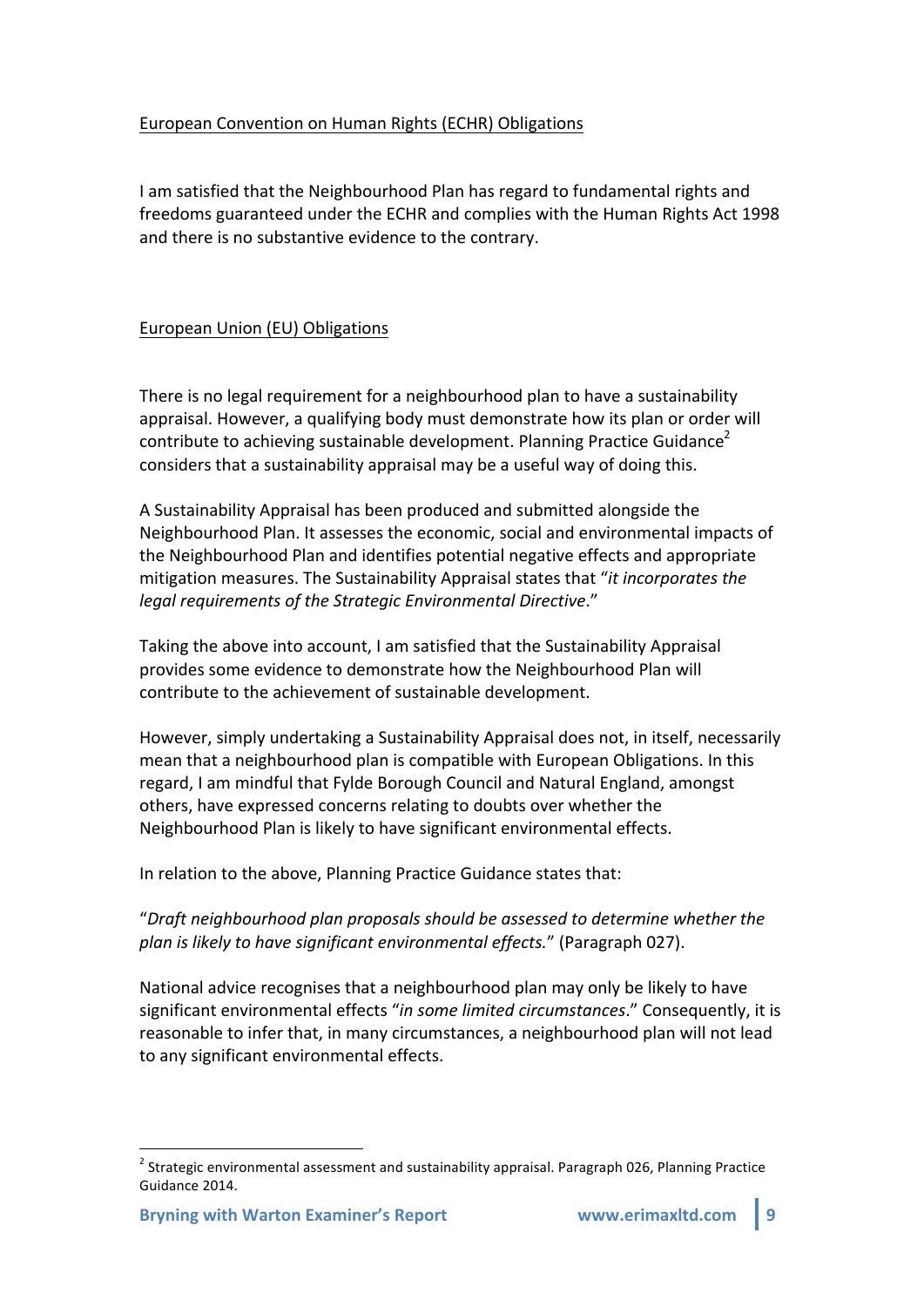European Convention on Human Rights (ECHR) Obligations

I am satisfied that the Neighbourhood Plan has regard to fundamental rights and freedoms guaranteed under the ECHR and complies with the Human Rights Act 1998 and there is no substantive evidence to the contrary.

European Union (EU) Obligations

There is no legal requirement for a neighbourhood plan to have a sustainability appraisal. However, a qualifying body must demonstrate how its plan or order will contribute to achieving sustainable development. Planning Practice Guidance[2] considers that a sustainability appraisal may be a useful way of doing this.

A Sustainability Appraisal has been produced and submitted alongside the Neighbourhood Plan. It assesses the economic, social and environmental impacts of the Neighbourhood Plan and identifies potential negative effects and appropriate mitigation measures. The Sustainability Appraisal states that "*it incorporates the legal requirements of the Strategic Environmental Directive*."

Taking the above into account, I am satisfied that the Sustainability Appraisal provides some evidence to demonstrate how the Neighbourhood Plan will contribute to the achievement of sustainable development.

However, simply undertaking a Sustainability Appraisal does not, in itself, necessarily mean that a neighbourhood plan is compatible with European Obligations. In this regard, I am mindful that Fylde Borough Council and Natural England, amongst others, have expressed concerns relating to doubts over whether the Neighbourhood Plan is likely to have significant environmental effects.

In relation to the above, Planning Practice Guidance states that:

"*Draft neighbourhood plan proposals should be assessed to determine whether the plan is likely to have significant environmental effects.*" (Paragraph 027).

National advice recognises that a neighbourhood plan may only be likely to have significant environmental effects "*in some limited circumstances*." Consequently, it is reasonable to infer that, in many circumstances, a neighbourhood plan will not lead to any significant environmental effects.

---

[2] Strategic environmental assessment and sustainability appraisal. Paragraph 026, Planning Practice Guidance 2014.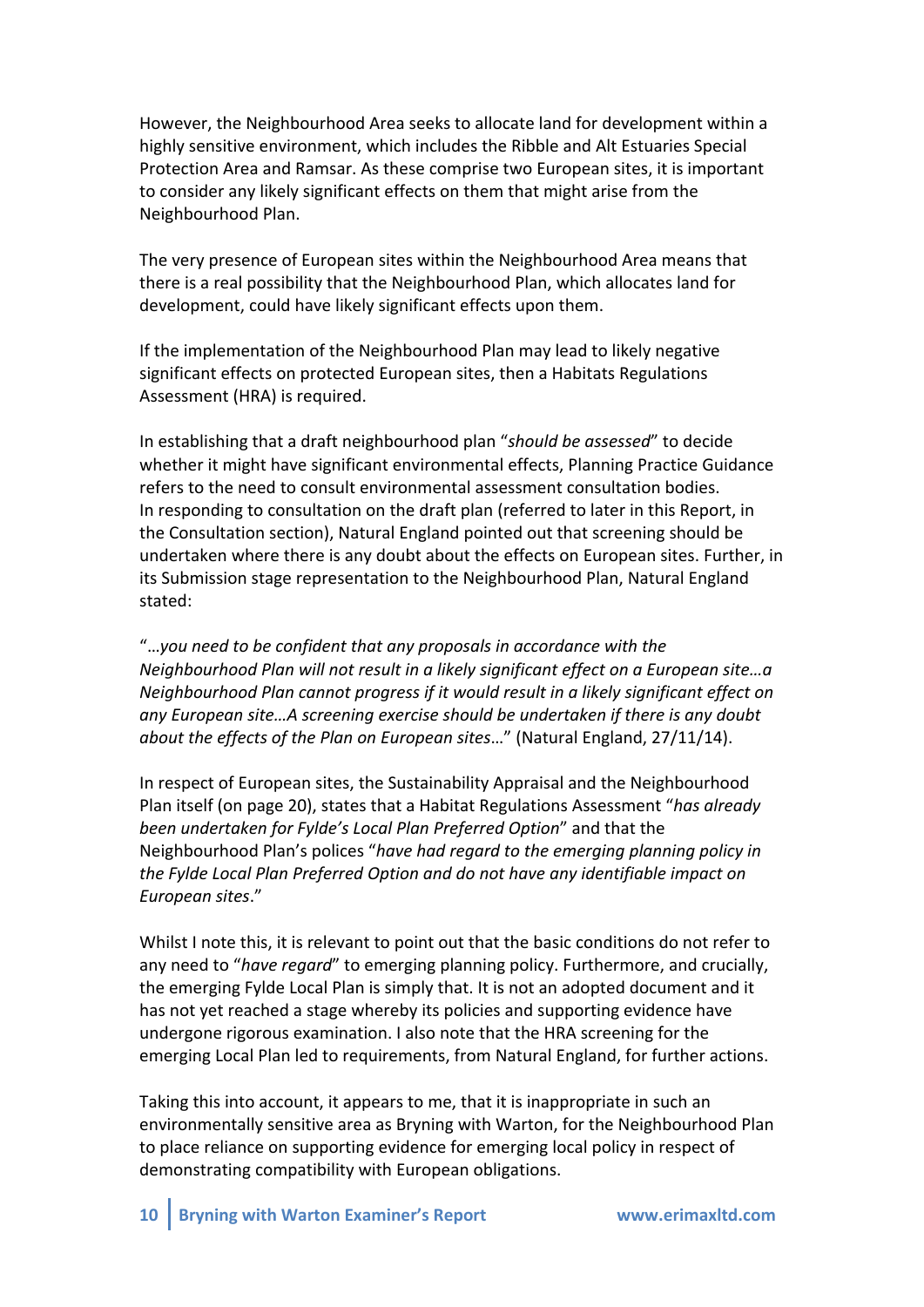However, the Neighbourhood Area seeks to allocate land for development within a highly sensitive environment, which includes the Ribble and Alt Estuaries Special Protection Area and Ramsar. As these comprise two European sites, it is important to consider any likely significant effects on them that might arise from the Neighbourhood Plan.

The very presence of European sites within the Neighbourhood Area means that there is a real possibility that the Neighbourhood Plan, which allocates land for development, could have likely significant effects upon them.

If the implementation of the Neighbourhood Plan may lead to likely negative significant effects on protected European sites, then a Habitats Regulations Assessment (HRA) is required.

In establishing that a draft neighbourhood plan "*should be assessed*" to decide whether it might have significant environmental effects, Planning Practice Guidance refers to the need to consult environmental assessment consultation bodies. In responding to consultation on the draft plan (referred to later in this Report, in the Consultation section), Natural England pointed out that screening should be undertaken where there is any doubt about the effects on European sites. Further, in its Submission stage representation to the Neighbourhood Plan, Natural England stated:

"*…you need to be confident that any proposals in accordance with the Neighbourhood Plan will not result in a likely significant effect on a European site…a Neighbourhood Plan cannot progress if it would result in a likely significant effect on any European site…A screening exercise should be undertaken if there is any doubt about the effects of the Plan on European sites…*" (Natural England, 27/11/14).

In respect of European sites, the Sustainability Appraisal and the Neighbourhood Plan itself (on page 20), states that a Habitat Regulations Assessment "*has already been undertaken for Fylde's Local Plan Preferred Option*" and that the Neighbourhood Plan's polices "*have had regard to the emerging planning policy in the Fylde Local Plan Preferred Option and do not have any identifiable impact on European sites*."

Whilst I note this, it is relevant to point out that the basic conditions do not refer to any need to "*have regard*" to emerging planning policy. Furthermore, and crucially, the emerging Fylde Local Plan is simply that. It is not an adopted document and it has not yet reached a stage whereby its policies and supporting evidence have undergone rigorous examination. I also note that the HRA screening for the emerging Local Plan led to requirements, from Natural England, for further actions.

Taking this into account, it appears to me, that it is inappropriate in such an environmentally sensitive area as Bryning with Warton, for the Neighbourhood Plan to place reliance on supporting evidence for emerging local policy in respect of demonstrating compatibility with European obligations.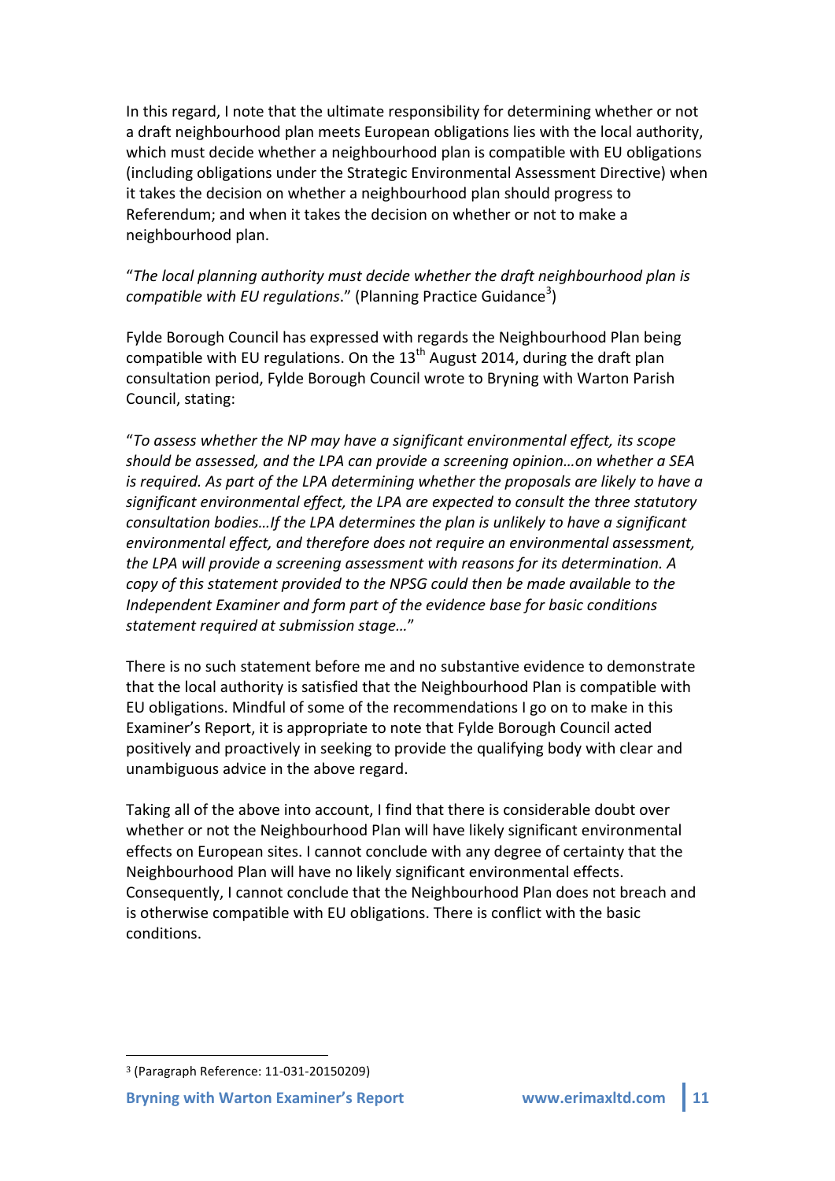In this regard, I note that the ultimate responsibility for determining whether or not a draft neighbourhood plan meets European obligations lies with the local authority, which must decide whether a neighbourhood plan is compatible with EU obligations (including obligations under the Strategic Environmental Assessment Directive) when it takes the decision on whether a neighbourhood plan should progress to Referendum; and when it takes the decision on whether or not to make a neighbourhood plan.

"*The local planning authority must decide whether the draft neighbourhood plan is compatible with EU regulations*." (Planning Practice Guidance[3])

Fylde Borough Council has expressed with regards the Neighbourhood Plan being compatible with EU regulations. On the 13th August 2014, during the draft plan consultation period, Fylde Borough Council wrote to Bryning with Warton Parish Council, stating:

"*To assess whether the NP may have a significant environmental effect, its scope should be assessed, and the LPA can provide a screening opinion…on whether a SEA is required. As part of the LPA determining whether the proposals are likely to have a significant environmental effect, the LPA are expected to consult the three statutory consultation bodies…If the LPA determines the plan is unlikely to have a significant environmental effect, and therefore does not require an environmental assessment, the LPA will provide a screening assessment with reasons for its determination. A copy of this statement provided to the NPSG could then be made available to the Independent Examiner and form part of the evidence base for basic conditions statement required at submission stage…*"

There is no such statement before me and no substantive evidence to demonstrate that the local authority is satisfied that the Neighbourhood Plan is compatible with EU obligations. Mindful of some of the recommendations I go on to make in this Examiner's Report, it is appropriate to note that Fylde Borough Council acted positively and proactively in seeking to provide the qualifying body with clear and unambiguous advice in the above regard.

Taking all of the above into account, I find that there is considerable doubt over whether or not the Neighbourhood Plan will have likely significant environmental effects on European sites. I cannot conclude with any degree of certainty that the Neighbourhood Plan will have no likely significant environmental effects. Consequently, I cannot conclude that the Neighbourhood Plan does not breach and is otherwise compatible with EU obligations. There is conflict with the basic conditions.

---

[3] (Paragraph Reference: 11-031-20150209)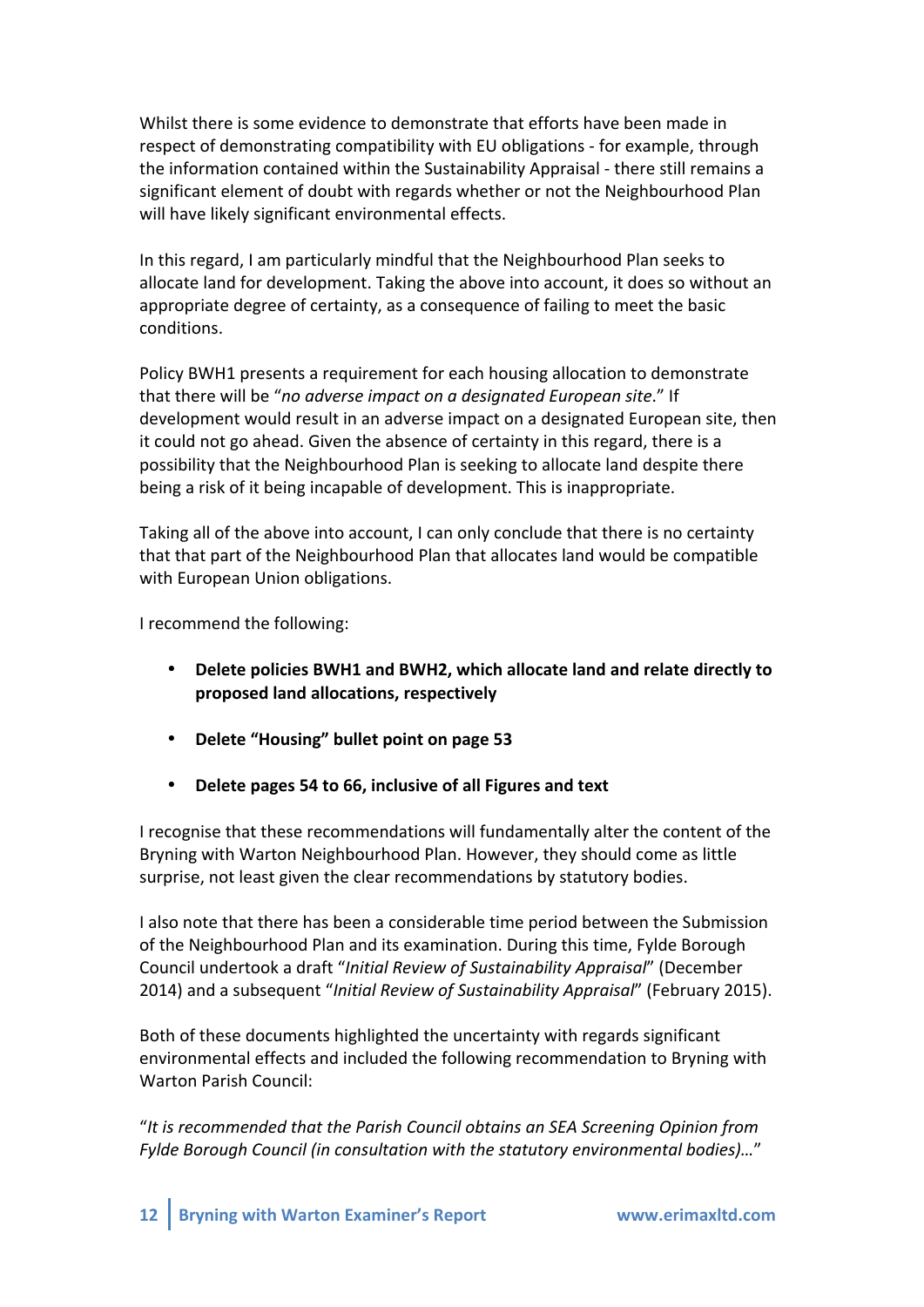Whilst there is some evidence to demonstrate that efforts have been made in respect of demonstrating compatibility with EU obligations - for example, through the information contained within the Sustainability Appraisal - there still remains a significant element of doubt with regards whether or not the Neighbourhood Plan will have likely significant environmental effects.

In this regard, I am particularly mindful that the Neighbourhood Plan seeks to allocate land for development. Taking the above into account, it does so without an appropriate degree of certainty, as a consequence of failing to meet the basic conditions.

Policy BWH1 presents a requirement for each housing allocation to demonstrate that there will be "*no adverse impact on a designated European site*." If development would result in an adverse impact on a designated European site, then it could not go ahead. Given the absence of certainty in this regard, there is a possibility that the Neighbourhood Plan is seeking to allocate land despite there being a risk of it being incapable of development. This is inappropriate.

Taking all of the above into account, I can only conclude that there is no certainty that that part of the Neighbourhood Plan that allocates land would be compatible with European Union obligations.

I recommend the following:

- **Delete policies BWH1 and BWH2, which allocate land and relate directly to proposed land allocations, respectively**
- **Delete "Housing" bullet point on page 53**
- **Delete pages 54 to 66, inclusive of all Figures and text**

I recognise that these recommendations will fundamentally alter the content of the Bryning with Warton Neighbourhood Plan. However, they should come as little surprise, not least given the clear recommendations by statutory bodies.

I also note that there has been a considerable time period between the Submission of the Neighbourhood Plan and its examination. During this time, Fylde Borough Council undertook a draft "*Initial Review of Sustainability Appraisal*" (December 2014) and a subsequent "*Initial Review of Sustainability Appraisal*" (February 2015).

Both of these documents highlighted the uncertainty with regards significant environmental effects and included the following recommendation to Bryning with Warton Parish Council:

"*It is recommended that the Parish Council obtains an SEA Screening Opinion from Fylde Borough Council (in consultation with the statutory environmental bodies)…*"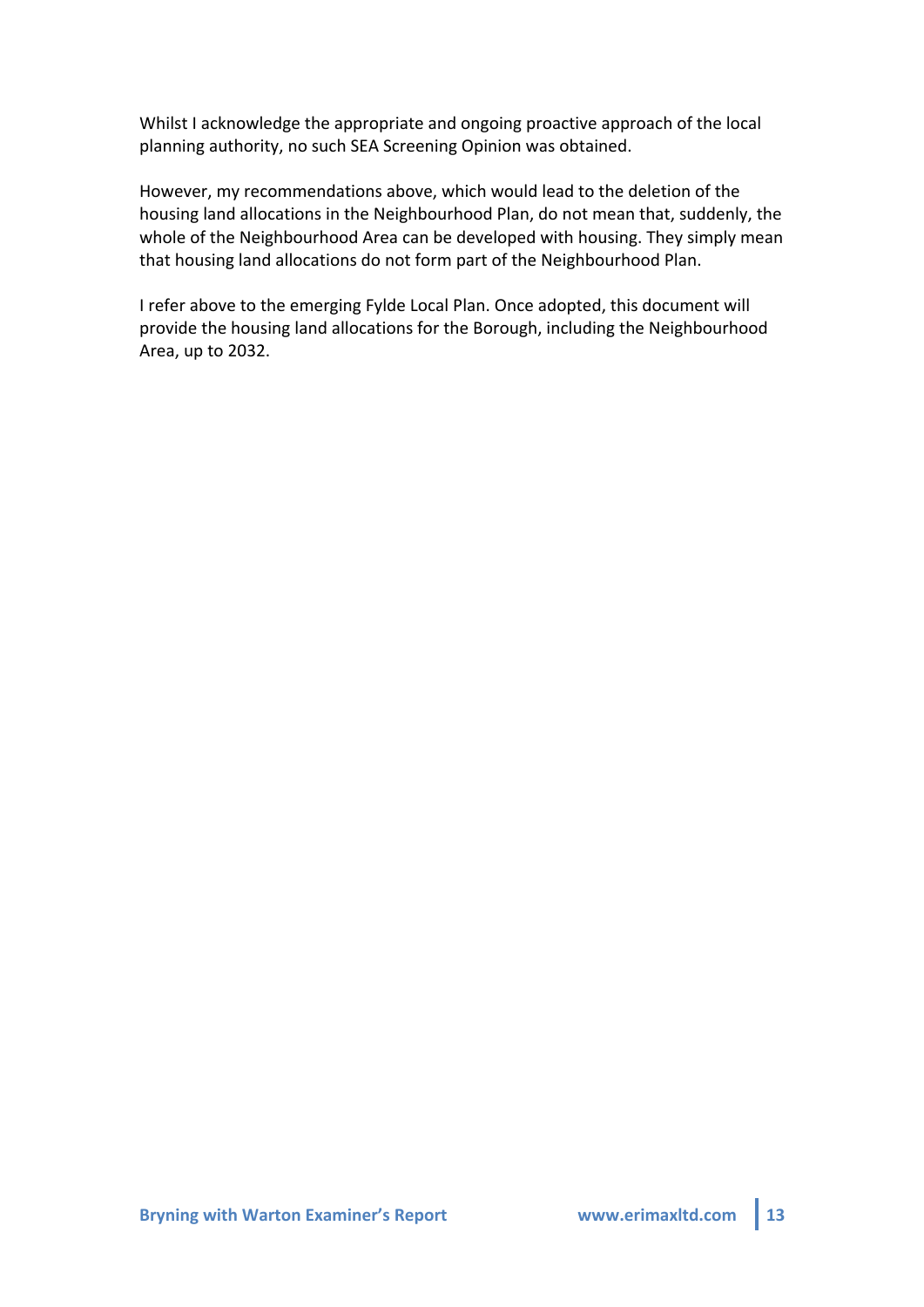Whilst I acknowledge the appropriate and ongoing proactive approach of the local planning authority, no such SEA Screening Opinion was obtained.

However, my recommendations above, which would lead to the deletion of the housing land allocations in the Neighbourhood Plan, do not mean that, suddenly, the whole of the Neighbourhood Area can be developed with housing. They simply mean that housing land allocations do not form part of the Neighbourhood Plan.

I refer above to the emerging Fylde Local Plan. Once adopted, this document will provide the housing land allocations for the Borough, including the Neighbourhood Area, up to 2032.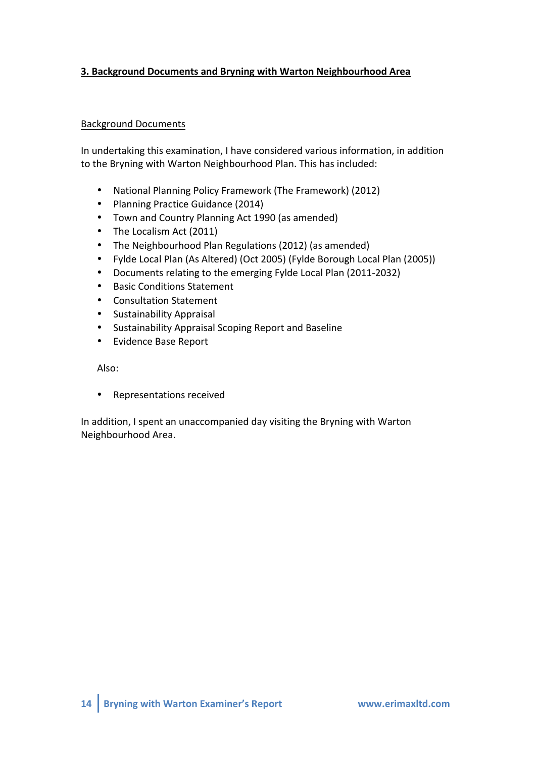## 3. Background Documents and Bryning with Warton Neighbourhood Area

### Background Documents

In undertaking this examination, I have considered various information, in addition to the Bryning with Warton Neighbourhood Plan. This has included:

- National Planning Policy Framework (The Framework) (2012)
- Planning Practice Guidance (2014)
- Town and Country Planning Act 1990 (as amended)
- The Localism Act (2011)
- The Neighbourhood Plan Regulations (2012) (as amended)
- Fylde Local Plan (As Altered) (Oct 2005) (Fylde Borough Local Plan (2005))
- Documents relating to the emerging Fylde Local Plan (2011-2032)
- Basic Conditions Statement
- Consultation Statement
- Sustainability Appraisal
- Sustainability Appraisal Scoping Report and Baseline
- Evidence Base Report

Also:

- Representations received

In addition, I spent an unaccompanied day visiting the Bryning with Warton Neighbourhood Area.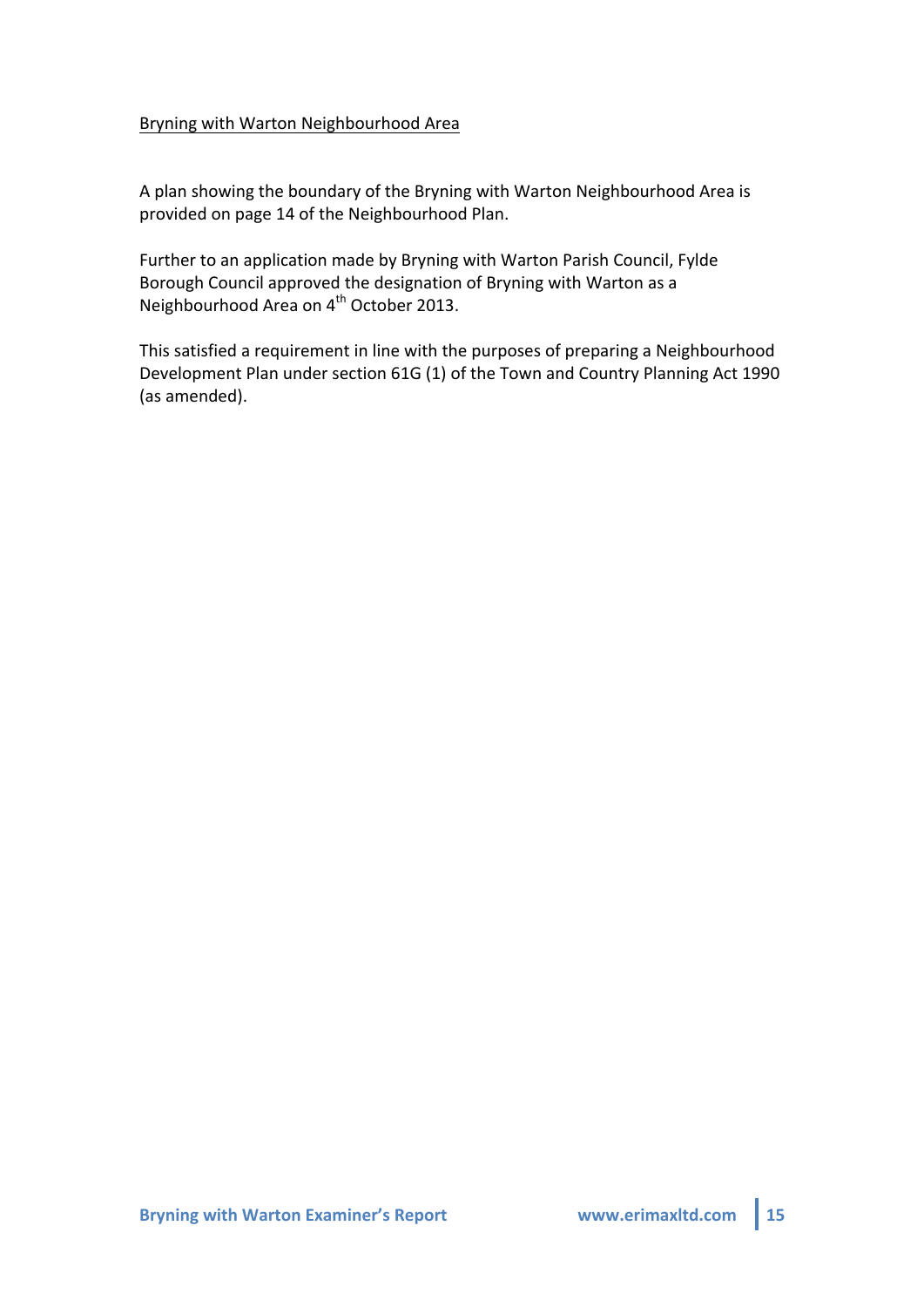Bryning with Warton Neighbourhood Area

A plan showing the boundary of the Bryning with Warton Neighbourhood Area is provided on page 14 of the Neighbourhood Plan.

Further to an application made by Bryning with Warton Parish Council, Fylde Borough Council approved the designation of Bryning with Warton as a Neighbourhood Area on 4th October 2013.

This satisfied a requirement in line with the purposes of preparing a Neighbourhood Development Plan under section 61G (1) of the Town and Country Planning Act 1990 (as amended).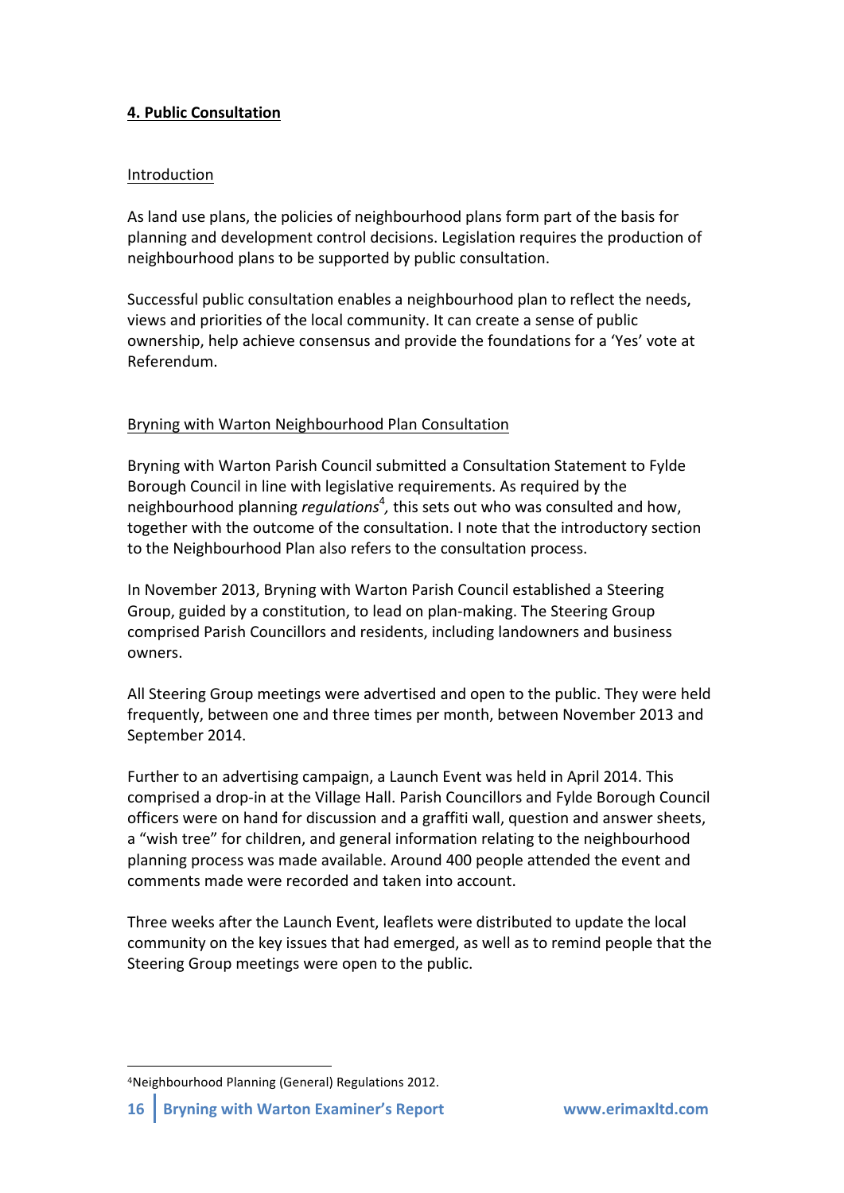## 4. Public Consultation

### Introduction

As land use plans, the policies of neighbourhood plans form part of the basis for planning and development control decisions. Legislation requires the production of neighbourhood plans to be supported by public consultation.

Successful public consultation enables a neighbourhood plan to reflect the needs, views and priorities of the local community. It can create a sense of public ownership, help achieve consensus and provide the foundations for a 'Yes' vote at Referendum.

### Bryning with Warton Neighbourhood Plan Consultation

Bryning with Warton Parish Council submitted a Consultation Statement to Fylde Borough Council in line with legislative requirements. As required by the neighbourhood planning *regulations*[4], this sets out who was consulted and how, together with the outcome of the consultation. I note that the introductory section to the Neighbourhood Plan also refers to the consultation process.

In November 2013, Bryning with Warton Parish Council established a Steering Group, guided by a constitution, to lead on plan-making. The Steering Group comprised Parish Councillors and residents, including landowners and business owners.

All Steering Group meetings were advertised and open to the public. They were held frequently, between one and three times per month, between November 2013 and September 2014.

Further to an advertising campaign, a Launch Event was held in April 2014. This comprised a drop-in at the Village Hall. Parish Councillors and Fylde Borough Council officers were on hand for discussion and a graffiti wall, question and answer sheets, a "wish tree" for children, and general information relating to the neighbourhood planning process was made available. Around 400 people attended the event and comments made were recorded and taken into account.

Three weeks after the Launch Event, leaflets were distributed to update the local community on the key issues that had emerged, as well as to remind people that the Steering Group meetings were open to the public.

---

[4] Neighbourhood Planning (General) Regulations 2012.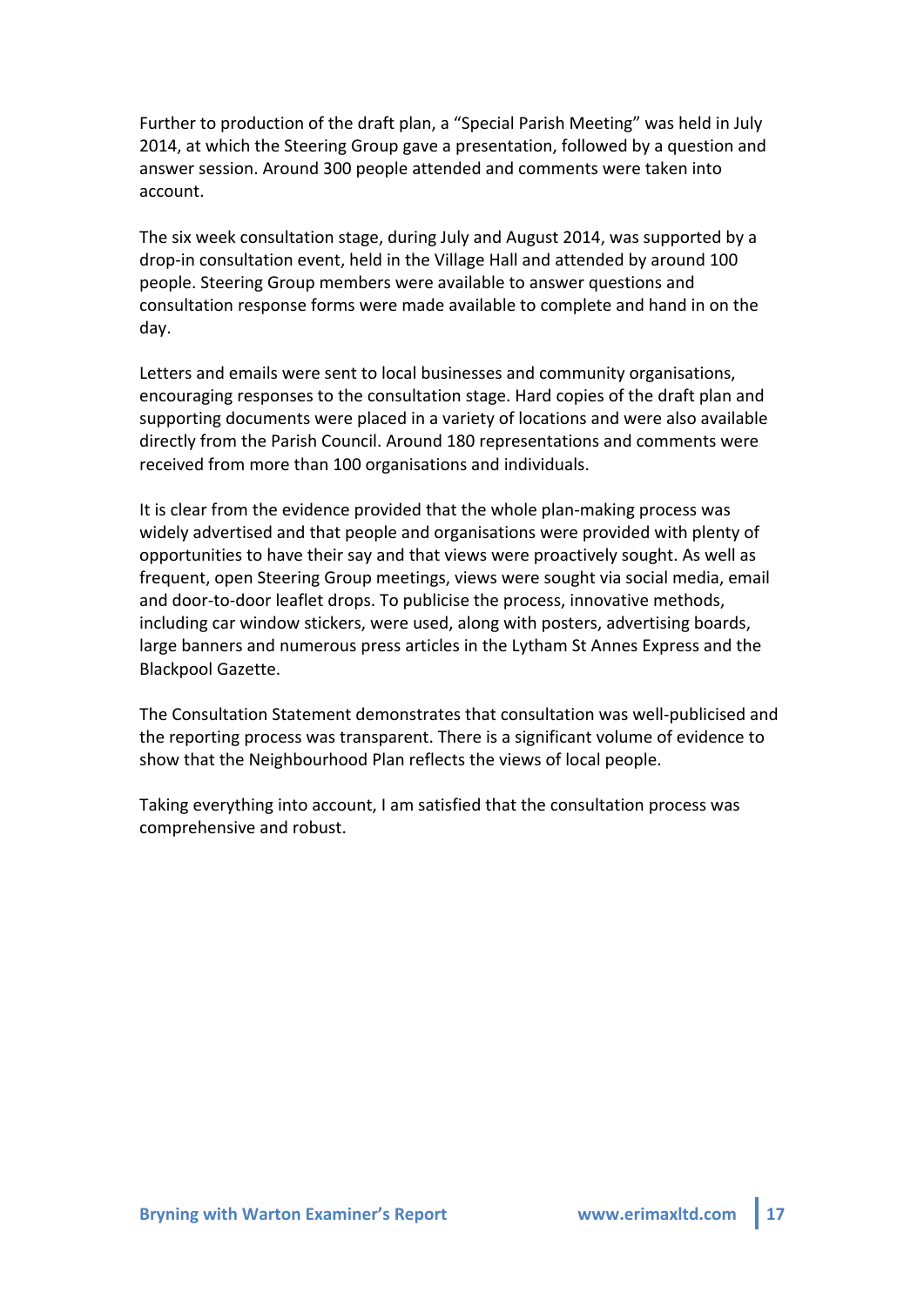Further to production of the draft plan, a "Special Parish Meeting" was held in July 2014, at which the Steering Group gave a presentation, followed by a question and answer session. Around 300 people attended and comments were taken into account.

The six week consultation stage, during July and August 2014, was supported by a drop-in consultation event, held in the Village Hall and attended by around 100 people. Steering Group members were available to answer questions and consultation response forms were made available to complete and hand in on the day.

Letters and emails were sent to local businesses and community organisations, encouraging responses to the consultation stage. Hard copies of the draft plan and supporting documents were placed in a variety of locations and were also available directly from the Parish Council. Around 180 representations and comments were received from more than 100 organisations and individuals.

It is clear from the evidence provided that the whole plan-making process was widely advertised and that people and organisations were provided with plenty of opportunities to have their say and that views were proactively sought. As well as frequent, open Steering Group meetings, views were sought via social media, email and door-to-door leaflet drops. To publicise the process, innovative methods, including car window stickers, were used, along with posters, advertising boards, large banners and numerous press articles in the Lytham St Annes Express and the Blackpool Gazette.

The Consultation Statement demonstrates that consultation was well-publicised and the reporting process was transparent. There is a significant volume of evidence to show that the Neighbourhood Plan reflects the views of local people.

Taking everything into account, I am satisfied that the consultation process was comprehensive and robust.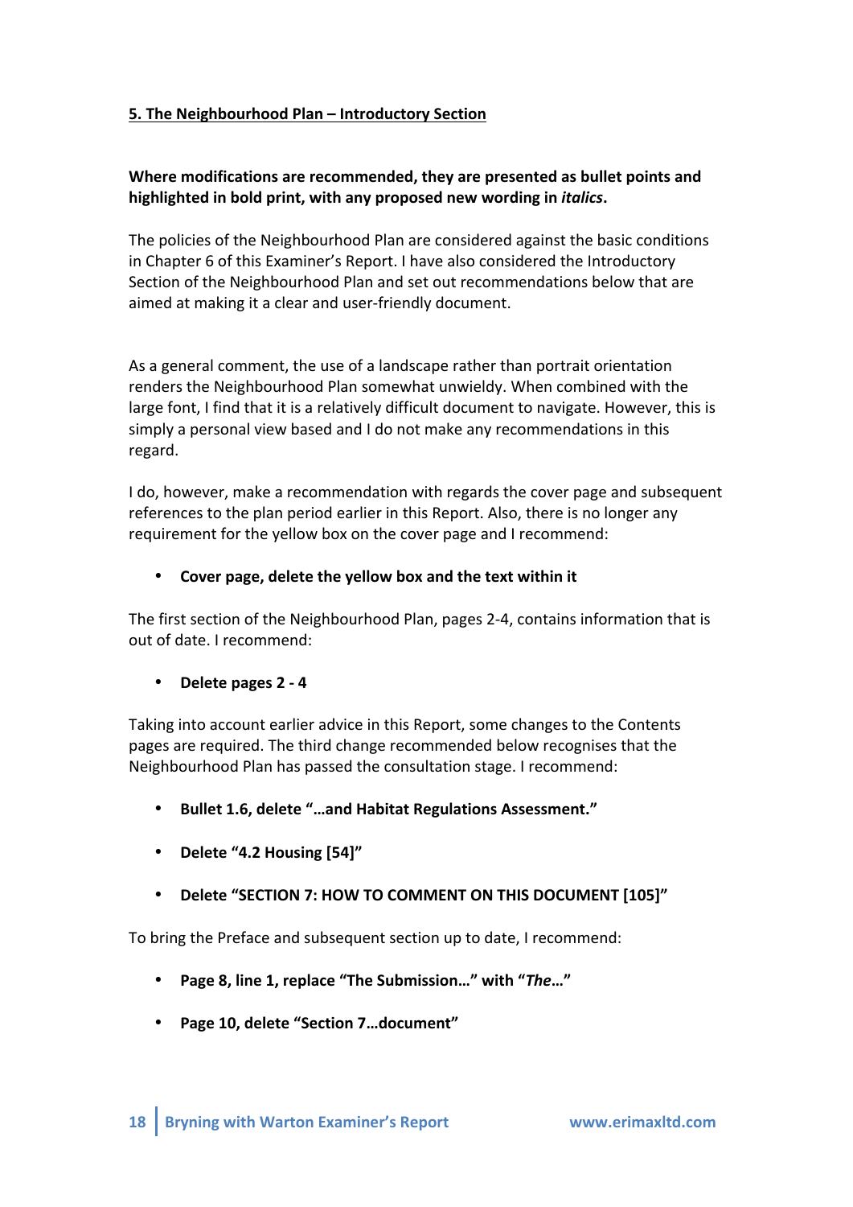## 5. The Neighbourhood Plan – Introductory Section

**Where modifications are recommended, they are presented as bullet points and highlighted in bold print, with any proposed new wording in *italics*.**

The policies of the Neighbourhood Plan are considered against the basic conditions in Chapter 6 of this Examiner's Report. I have also considered the Introductory Section of the Neighbourhood Plan and set out recommendations below that are aimed at making it a clear and user-friendly document.

As a general comment, the use of a landscape rather than portrait orientation renders the Neighbourhood Plan somewhat unwieldy. When combined with the large font, I find that it is a relatively difficult document to navigate. However, this is simply a personal view based and I do not make any recommendations in this regard.

I do, however, make a recommendation with regards the cover page and subsequent references to the plan period earlier in this Report. Also, there is no longer any requirement for the yellow box on the cover page and I recommend:

- **Cover page, delete the yellow box and the text within it**

The first section of the Neighbourhood Plan, pages 2-4, contains information that is out of date. I recommend:

- **Delete pages 2 - 4**

Taking into account earlier advice in this Report, some changes to the Contents pages are required. The third change recommended below recognises that the Neighbourhood Plan has passed the consultation stage. I recommend:

- **Bullet 1.6, delete "…and Habitat Regulations Assessment."**
- **Delete "4.2 Housing [54]"**
- **Delete "SECTION 7: HOW TO COMMENT ON THIS DOCUMENT [105]"**

To bring the Preface and subsequent section up to date, I recommend:

- **Page 8, line 1, replace "The Submission…" with "*The*…"**
- **Page 10, delete "Section 7…document"**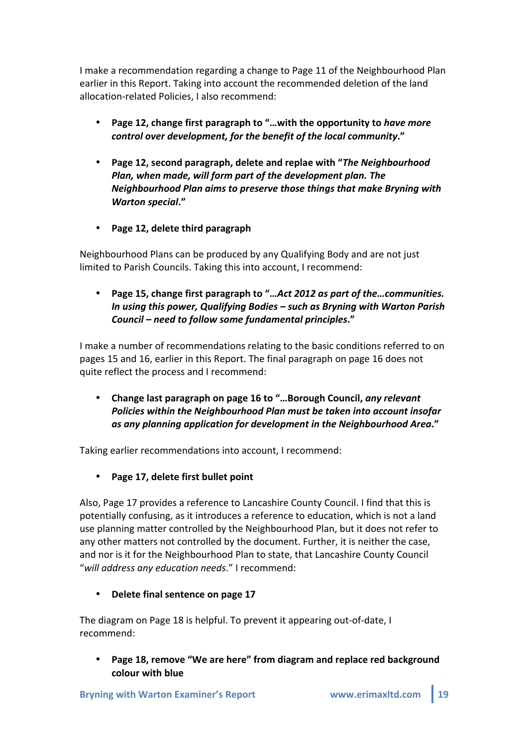I make a recommendation regarding a change to Page 11 of the Neighbourhood Plan earlier in this Report. Taking into account the recommended deletion of the land allocation-related Policies, I also recommend:

- **Page 12, change first paragraph to "…with the opportunity to *have more control over development, for the benefit of the local community*."**

- **Page 12, second paragraph, delete and replae with "*The Neighbourhood Plan, when made, will form part of the development plan. The Neighbourhood Plan aims to preserve those things that make Bryning with Warton special*."**

- **Page 12, delete third paragraph**

Neighbourhood Plans can be produced by any Qualifying Body and are not just limited to Parish Councils. Taking this into account, I recommend:

- **Page 15, change first paragraph to "…*Act 2012 as part of the…communities. In using this power, Qualifying Bodies – such as Bryning with Warton Parish Council – need to follow some fundamental principles*."**

I make a number of recommendations relating to the basic conditions referred to on pages 15 and 16, earlier in this Report. The final paragraph on page 16 does not quite reflect the process and I recommend:

- **Change last paragraph on page 16 to "…Borough Council, *any relevant Policies within the Neighbourhood Plan must be taken into account insofar as any planning application for development in the Neighbourhood Area*."**

Taking earlier recommendations into account, I recommend:

- **Page 17, delete first bullet point**

Also, Page 17 provides a reference to Lancashire County Council. I find that this is potentially confusing, as it introduces a reference to education, which is not a land use planning matter controlled by the Neighbourhood Plan, but it does not refer to any other matters not controlled by the document. Further, it is neither the case, and nor is it for the Neighbourhood Plan to state, that Lancashire County Council "*will address any education needs*." I recommend:

- **Delete final sentence on page 17**

The diagram on Page 18 is helpful. To prevent it appearing out-of-date, I recommend:

- **Page 18, remove "We are here" from diagram and replace red background colour with blue**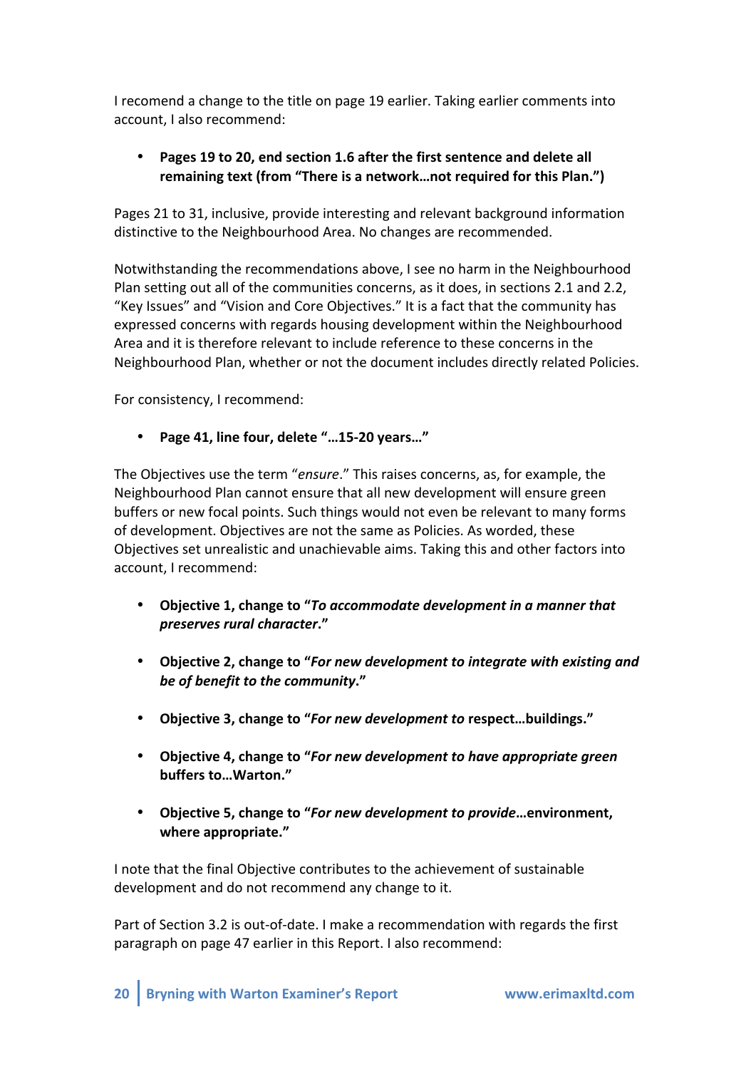I recomend a change to the title on page 19 earlier. Taking earlier comments into account, I also recommend:

- **Pages 19 to 20, end section 1.6 after the first sentence and delete all remaining text (from "There is a network…not required for this Plan.")**

Pages 21 to 31, inclusive, provide interesting and relevant background information distinctive to the Neighbourhood Area. No changes are recommended.

Notwithstanding the recommendations above, I see no harm in the Neighbourhood Plan setting out all of the communities concerns, as it does, in sections 2.1 and 2.2, "Key Issues" and "Vision and Core Objectives." It is a fact that the community has expressed concerns with regards housing development within the Neighbourhood Area and it is therefore relevant to include reference to these concerns in the Neighbourhood Plan, whether or not the document includes directly related Policies.

For consistency, I recommend:

- **Page 41, line four, delete "…15-20 years…"**

The Objectives use the term "*ensure*." This raises concerns, as, for example, the Neighbourhood Plan cannot ensure that all new development will ensure green buffers or new focal points. Such things would not even be relevant to many forms of development. Objectives are not the same as Policies. As worded, these Objectives set unrealistic and unachievable aims. Taking this and other factors into account, I recommend:

- **Objective 1, change to "*To accommodate development in a manner that preserves rural character*."**
- **Objective 2, change to "*For new development to integrate with existing and be of benefit to the community*."**
- **Objective 3, change to "*For new development to* respect…buildings."**
- **Objective 4, change to "*For new development to have appropriate green* buffers to…Warton."**
- **Objective 5, change to "*For new development to provide*…environment, where appropriate."**

I note that the final Objective contributes to the achievement of sustainable development and do not recommend any change to it.

Part of Section 3.2 is out-of-date. I make a recommendation with regards the first paragraph on page 47 earlier in this Report. I also recommend: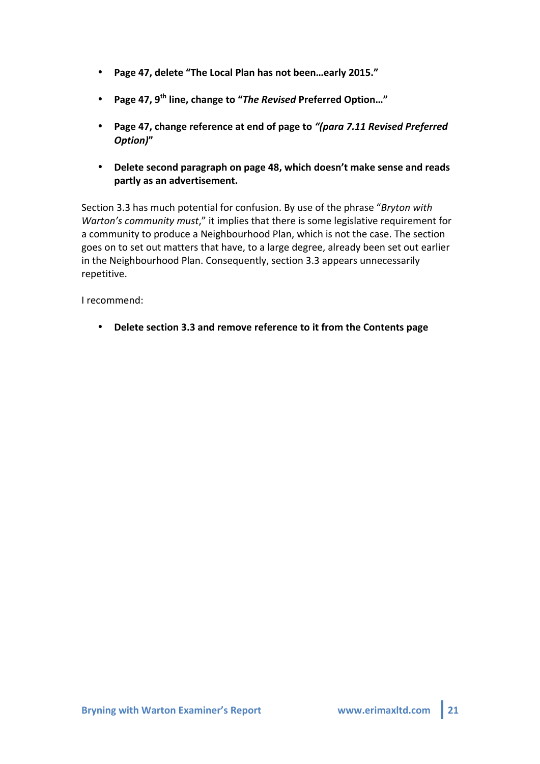- **Page 47, delete "The Local Plan has not been…early 2015."**
- **Page 47, 9th line, change to "*The Revised* Preferred Option…"**
- **Page 47, change reference at end of page to *"(para 7.11 Revised Preferred Option)*"**
- **Delete second paragraph on page 48, which doesn't make sense and reads partly as an advertisement.**

Section 3.3 has much potential for confusion. By use of the phrase "*Bryton with Warton's community must*," it implies that there is some legislative requirement for a community to produce a Neighbourhood Plan, which is not the case. The section goes on to set out matters that have, to a large degree, already been set out earlier in the Neighbourhood Plan. Consequently, section 3.3 appears unnecessarily repetitive.

I recommend:

- **Delete section 3.3 and remove reference to it from the Contents page**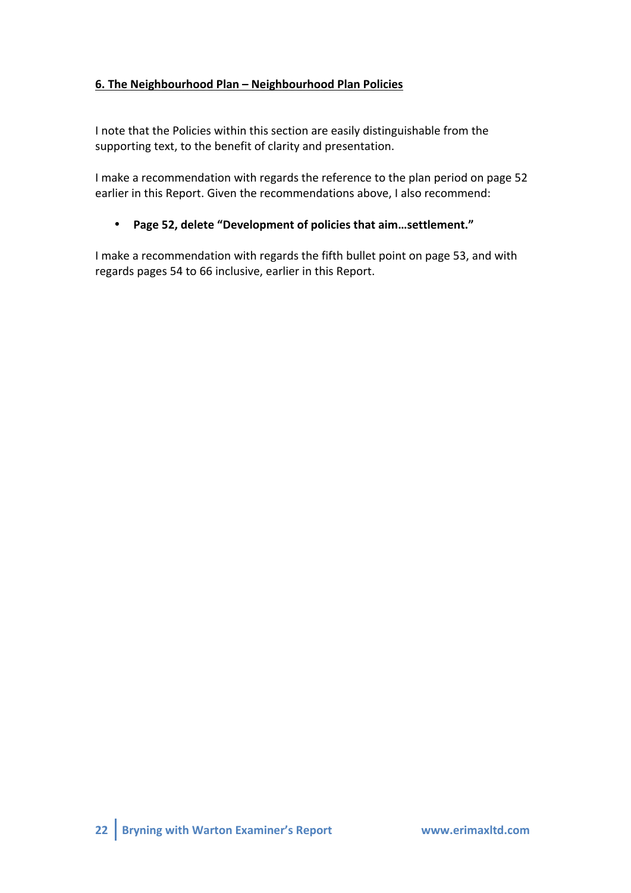## 6. The Neighbourhood Plan – Neighbourhood Plan Policies

I note that the Policies within this section are easily distinguishable from the supporting text, to the benefit of clarity and presentation.

I make a recommendation with regards the reference to the plan period on page 52 earlier in this Report. Given the recommendations above, I also recommend:

- **Page 52, delete "Development of policies that aim…settlement."**

I make a recommendation with regards the fifth bullet point on page 53, and with regards pages 54 to 66 inclusive, earlier in this Report.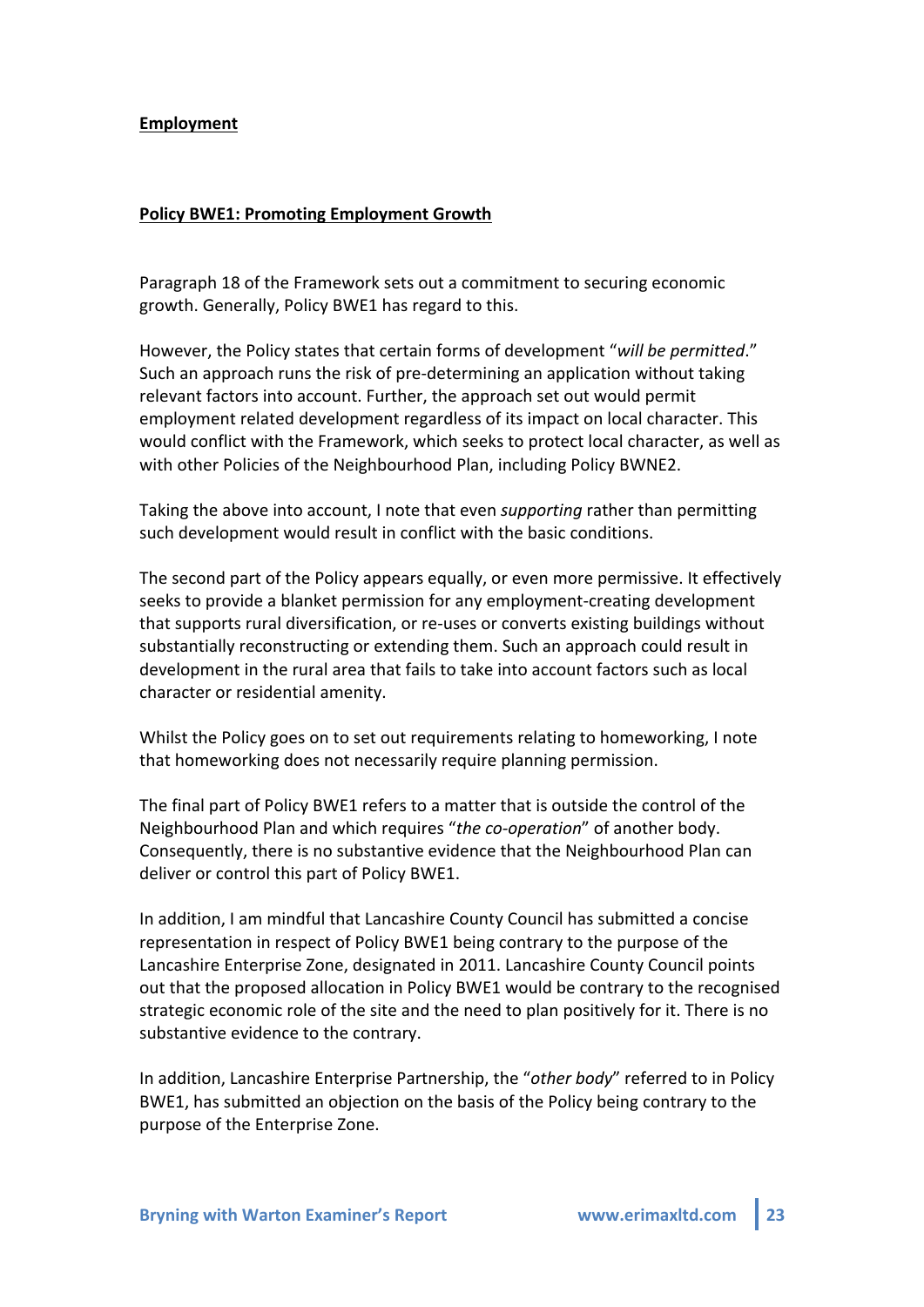## Employment

### Policy BWE1: Promoting Employment Growth

Paragraph 18 of the Framework sets out a commitment to securing economic growth. Generally, Policy BWE1 has regard to this.

However, the Policy states that certain forms of development "*will be permitted*." Such an approach runs the risk of pre-determining an application without taking relevant factors into account. Further, the approach set out would permit employment related development regardless of its impact on local character. This would conflict with the Framework, which seeks to protect local character, as well as with other Policies of the Neighbourhood Plan, including Policy BWNE2.

Taking the above into account, I note that even *supporting* rather than permitting such development would result in conflict with the basic conditions.

The second part of the Policy appears equally, or even more permissive. It effectively seeks to provide a blanket permission for any employment-creating development that supports rural diversification, or re-uses or converts existing buildings without substantially reconstructing or extending them. Such an approach could result in development in the rural area that fails to take into account factors such as local character or residential amenity.

Whilst the Policy goes on to set out requirements relating to homeworking, I note that homeworking does not necessarily require planning permission.

The final part of Policy BWE1 refers to a matter that is outside the control of the Neighbourhood Plan and which requires "*the co-operation*" of another body. Consequently, there is no substantive evidence that the Neighbourhood Plan can deliver or control this part of Policy BWE1.

In addition, I am mindful that Lancashire County Council has submitted a concise representation in respect of Policy BWE1 being contrary to the purpose of the Lancashire Enterprise Zone, designated in 2011. Lancashire County Council points out that the proposed allocation in Policy BWE1 would be contrary to the recognised strategic economic role of the site and the need to plan positively for it. There is no substantive evidence to the contrary.

In addition, Lancashire Enterprise Partnership, the "*other body*" referred to in Policy BWE1, has submitted an objection on the basis of the Policy being contrary to the purpose of the Enterprise Zone.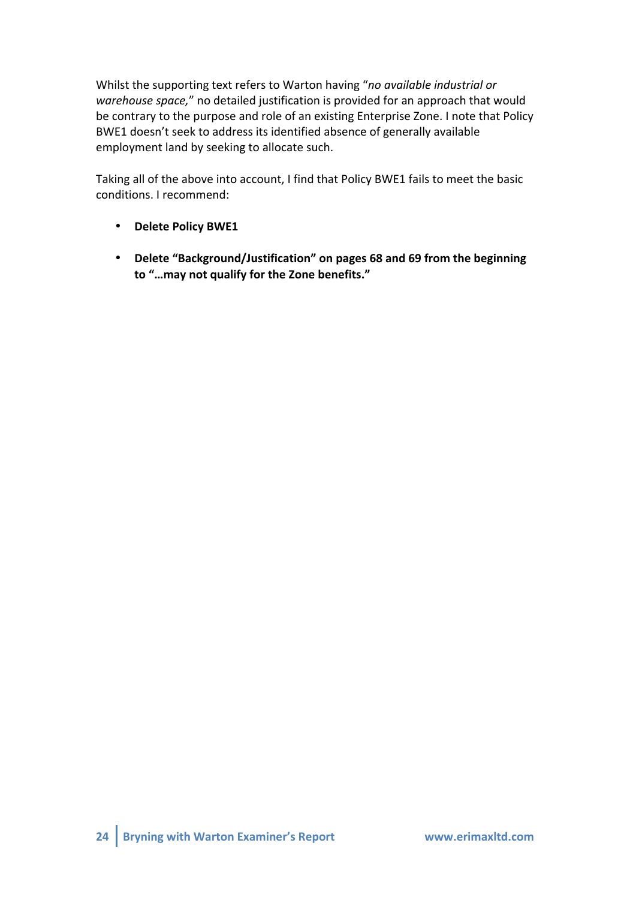Whilst the supporting text refers to Warton having "*no available industrial or warehouse space,*" no detailed justification is provided for an approach that would be contrary to the purpose and role of an existing Enterprise Zone. I note that Policy BWE1 doesn't seek to address its identified absence of generally available employment land by seeking to allocate such.

Taking all of the above into account, I find that Policy BWE1 fails to meet the basic conditions. I recommend:

- **Delete Policy BWE1**
- **Delete "Background/Justification" on pages 68 and 69 from the beginning to "…may not qualify for the Zone benefits."**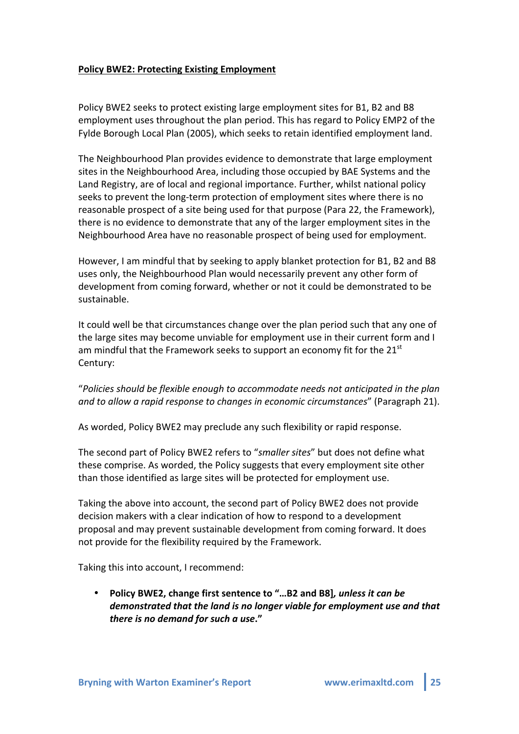**Policy BWE2: Protecting Existing Employment**

Policy BWE2 seeks to protect existing large employment sites for B1, B2 and B8 employment uses throughout the plan period. This has regard to Policy EMP2 of the Fylde Borough Local Plan (2005), which seeks to retain identified employment land.

The Neighbourhood Plan provides evidence to demonstrate that large employment sites in the Neighbourhood Area, including those occupied by BAE Systems and the Land Registry, are of local and regional importance. Further, whilst national policy seeks to prevent the long-term protection of employment sites where there is no reasonable prospect of a site being used for that purpose (Para 22, the Framework), there is no evidence to demonstrate that any of the larger employment sites in the Neighbourhood Area have no reasonable prospect of being used for employment.

However, I am mindful that by seeking to apply blanket protection for B1, B2 and B8 uses only, the Neighbourhood Plan would necessarily prevent any other form of development from coming forward, whether or not it could be demonstrated to be sustainable.

It could well be that circumstances change over the plan period such that any one of the large sites may become unviable for employment use in their current form and I am mindful that the Framework seeks to support an economy fit for the 21st Century:

"*Policies should be flexible enough to accommodate needs not anticipated in the plan and to allow a rapid response to changes in economic circumstances*" (Paragraph 21).

As worded, Policy BWE2 may preclude any such flexibility or rapid response.

The second part of Policy BWE2 refers to "*smaller sites*" but does not define what these comprise. As worded, the Policy suggests that every employment site other than those identified as large sites will be protected for employment use.

Taking the above into account, the second part of Policy BWE2 does not provide decision makers with a clear indication of how to respond to a development proposal and may prevent sustainable development from coming forward. It does not provide for the flexibility required by the Framework.

Taking this into account, I recommend:

- **Policy BWE2, change first sentence to "…B2 and B8]*, unless it can be demonstrated that the land is no longer viable for employment use and that there is no demand for such a use*."**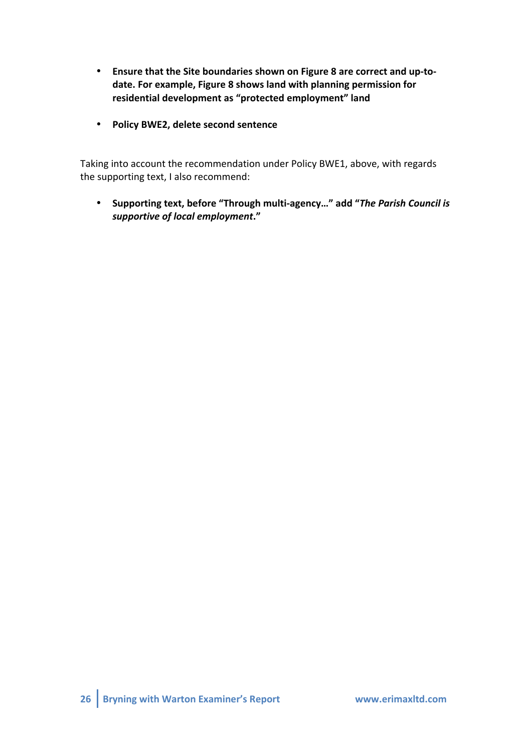- **Ensure that the Site boundaries shown on Figure 8 are correct and up-to-date. For example, Figure 8 shows land with planning permission for residential development as "protected employment" land**

- **Policy BWE2, delete second sentence**

Taking into account the recommendation under Policy BWE1, above, with regards the supporting text, I also recommend:

- **Supporting text, before "Through multi-agency…" add "*The Parish Council is supportive of local employment*."**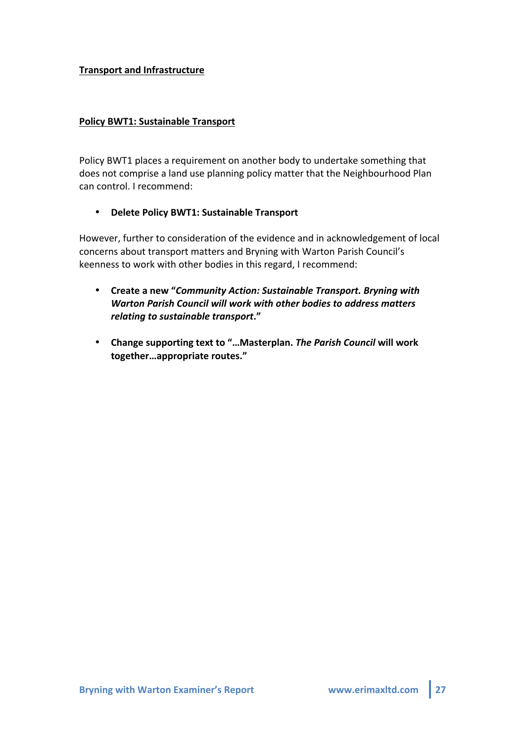## Transport and Infrastructure

### Policy BWT1: Sustainable Transport

Policy BWT1 places a requirement on another body to undertake something that does not comprise a land use planning policy matter that the Neighbourhood Plan can control. I recommend:

- **Delete Policy BWT1: Sustainable Transport**

However, further to consideration of the evidence and in acknowledgement of local concerns about transport matters and Bryning with Warton Parish Council's keenness to work with other bodies in this regard, I recommend:

- **Create a new "*Community Action: Sustainable Transport. Bryning with Warton Parish Council will work with other bodies to address matters relating to sustainable transport*."**

- **Change supporting text to "…Masterplan. *The Parish Council* will work together…appropriate routes."**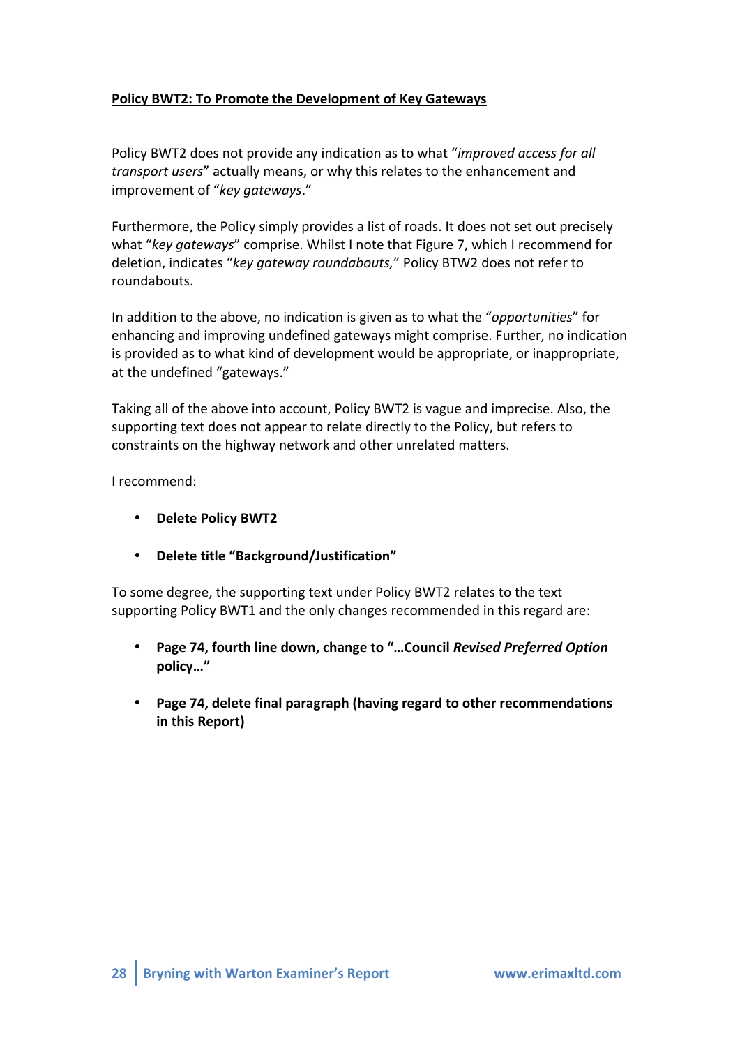**Policy BWT2: To Promote the Development of Key Gateways**

Policy BWT2 does not provide any indication as to what "*improved access for all transport users*" actually means, or why this relates to the enhancement and improvement of "*key gateways*."

Furthermore, the Policy simply provides a list of roads. It does not set out precisely what "*key gateways*" comprise. Whilst I note that Figure 7, which I recommend for deletion, indicates "*key gateway roundabouts,*" Policy BTW2 does not refer to roundabouts.

In addition to the above, no indication is given as to what the "*opportunities*" for enhancing and improving undefined gateways might comprise. Further, no indication is provided as to what kind of development would be appropriate, or inappropriate, at the undefined "gateways."

Taking all of the above into account, Policy BWT2 is vague and imprecise. Also, the supporting text does not appear to relate directly to the Policy, but refers to constraints on the highway network and other unrelated matters.

I recommend:

- **Delete Policy BWT2**
- **Delete title "Background/Justification"**

To some degree, the supporting text under Policy BWT2 relates to the text supporting Policy BWT1 and the only changes recommended in this regard are:

- **Page 74, fourth line down, change to "…Council *Revised Preferred Option* policy…"**
- **Page 74, delete final paragraph (having regard to other recommendations in this Report)**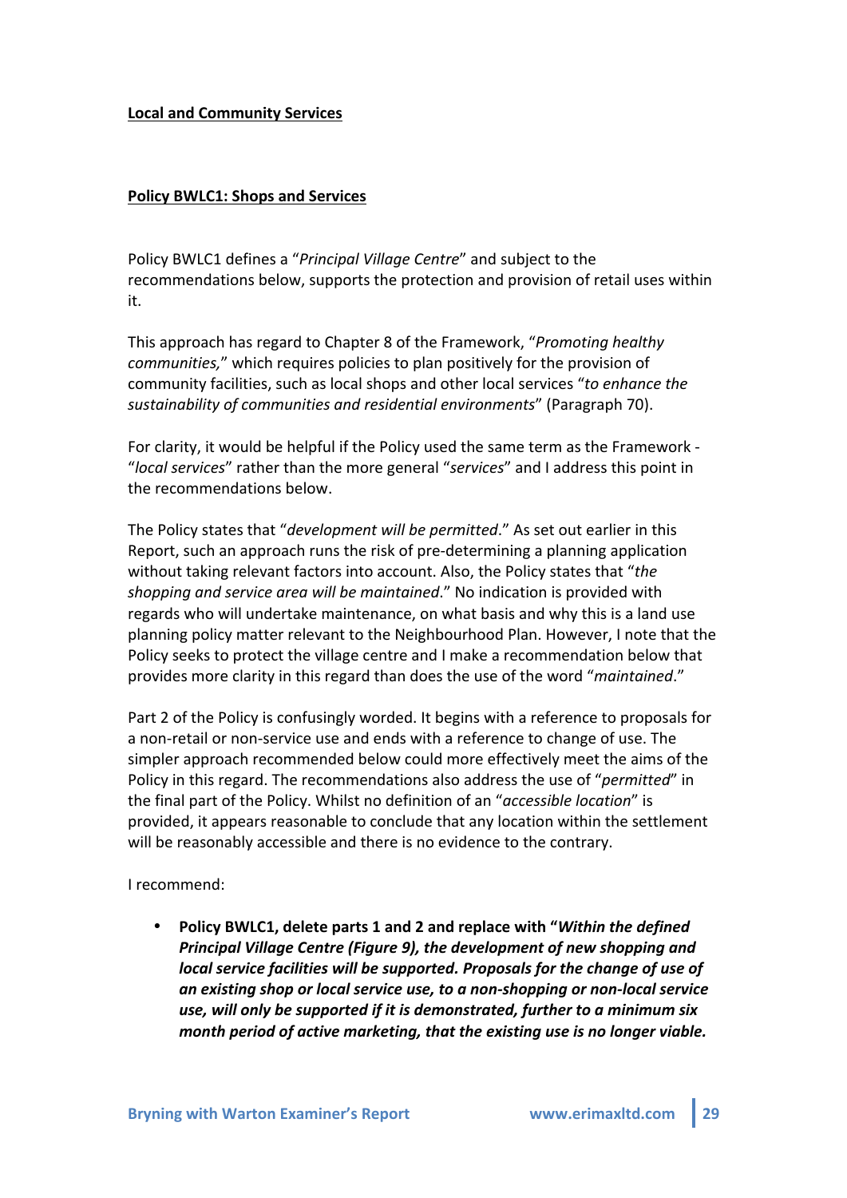**Local and Community Services**

**Policy BWLC1: Shops and Services**

Policy BWLC1 defines a "*Principal Village Centre*" and subject to the recommendations below, supports the protection and provision of retail uses within it.

This approach has regard to Chapter 8 of the Framework, "*Promoting healthy communities,*" which requires policies to plan positively for the provision of community facilities, such as local shops and other local services "*to enhance the sustainability of communities and residential environments*" (Paragraph 70).

For clarity, it would be helpful if the Policy used the same term as the Framework - "*local services*" rather than the more general "*services*" and I address this point in the recommendations below.

The Policy states that "*development will be permitted*." As set out earlier in this Report, such an approach runs the risk of pre-determining a planning application without taking relevant factors into account. Also, the Policy states that "*the shopping and service area will be maintained*." No indication is provided with regards who will undertake maintenance, on what basis and why this is a land use planning policy matter relevant to the Neighbourhood Plan. However, I note that the Policy seeks to protect the village centre and I make a recommendation below that provides more clarity in this regard than does the use of the word "*maintained*."

Part 2 of the Policy is confusingly worded. It begins with a reference to proposals for a non-retail or non-service use and ends with a reference to change of use. The simpler approach recommended below could more effectively meet the aims of the Policy in this regard. The recommendations also address the use of "*permitted*" in the final part of the Policy. Whilst no definition of an "*accessible location*" is provided, it appears reasonable to conclude that any location within the settlement will be reasonably accessible and there is no evidence to the contrary.

I recommend:

- **Policy BWLC1, delete parts 1 and 2 and replace with "*Within the defined Principal Village Centre (Figure 9), the development of new shopping and local service facilities will be supported. Proposals for the change of use of an existing shop or local service use, to a non-shopping or non-local service use, will only be supported if it is demonstrated, further to a minimum six month period of active marketing, that the existing use is no longer viable.***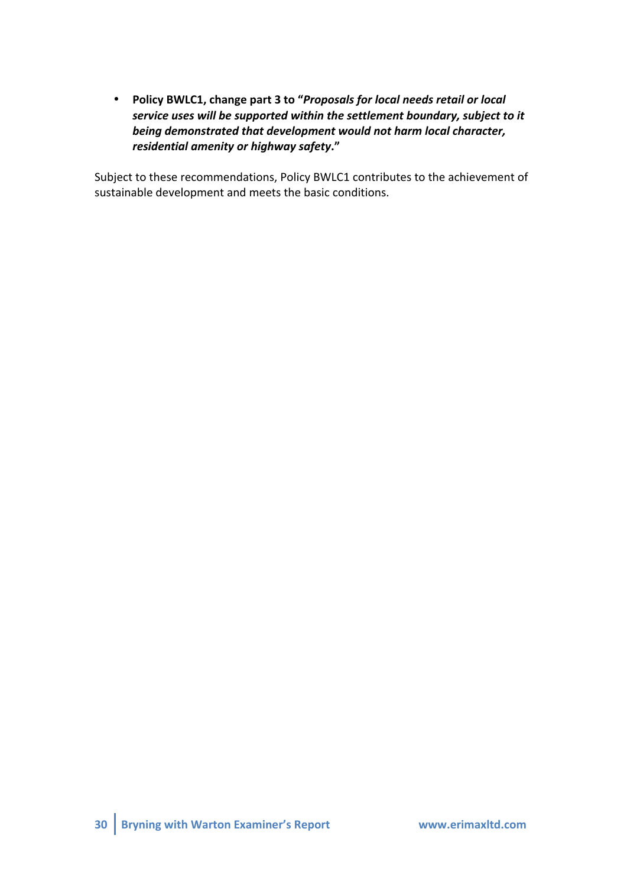- **Policy BWLC1, change part 3 to "*Proposals for local needs retail or local service uses will be supported within the settlement boundary, subject to it being demonstrated that development would not harm local character, residential amenity or highway safety*."**

Subject to these recommendations, Policy BWLC1 contributes to the achievement of sustainable development and meets the basic conditions.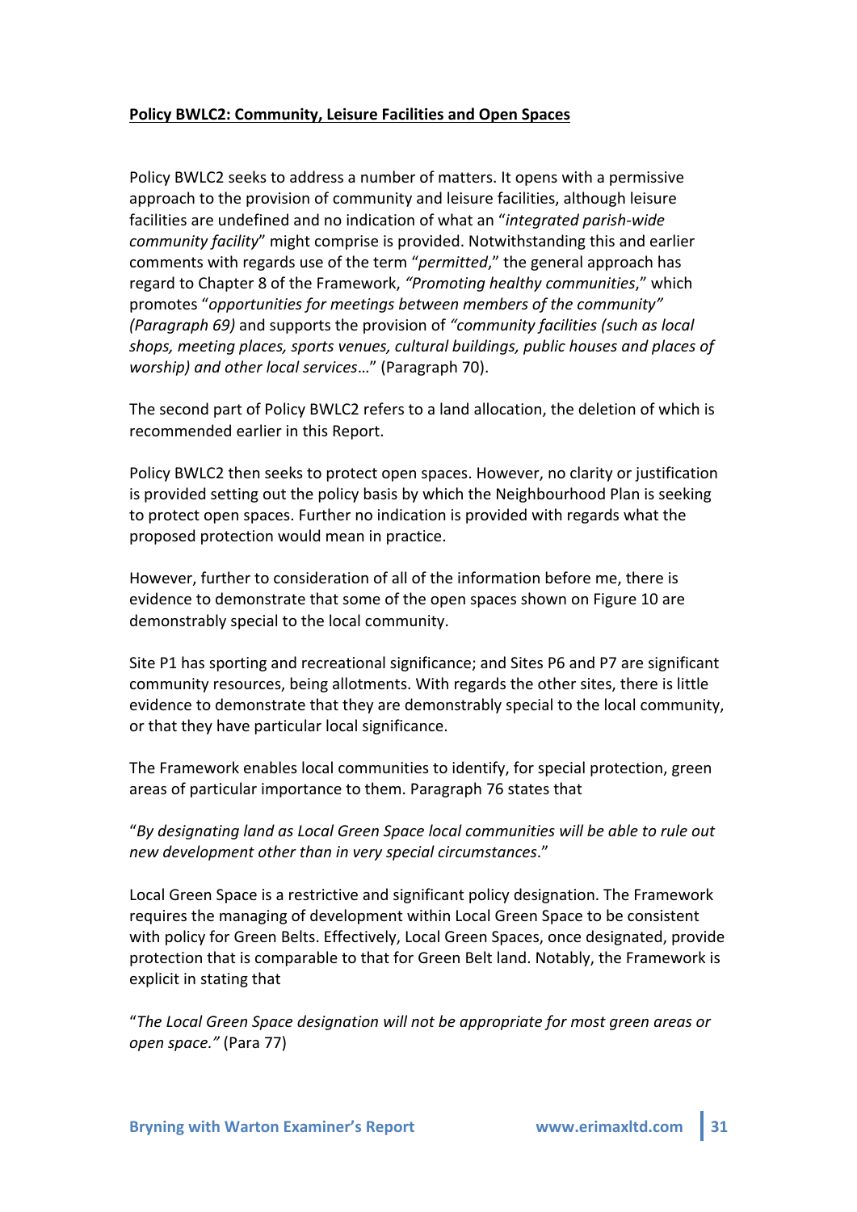**Policy BWLC2: Community, Leisure Facilities and Open Spaces**

Policy BWLC2 seeks to address a number of matters. It opens with a permissive approach to the provision of community and leisure facilities, although leisure facilities are undefined and no indication of what an "*integrated parish-wide community facility*" might comprise is provided. Notwithstanding this and earlier comments with regards use of the term "*permitted*," the general approach has regard to Chapter 8 of the Framework, *"Promoting healthy communities*," which promotes "*opportunities for meetings between members of the community" (Paragraph 69)* and supports the provision of *"community facilities (such as local shops, meeting places, sports venues, cultural buildings, public houses and places of worship) and other local services*…" (Paragraph 70).

The second part of Policy BWLC2 refers to a land allocation, the deletion of which is recommended earlier in this Report.

Policy BWLC2 then seeks to protect open spaces. However, no clarity or justification is provided setting out the policy basis by which the Neighbourhood Plan is seeking to protect open spaces. Further no indication is provided with regards what the proposed protection would mean in practice.

However, further to consideration of all of the information before me, there is evidence to demonstrate that some of the open spaces shown on Figure 10 are demonstrably special to the local community.

Site P1 has sporting and recreational significance; and Sites P6 and P7 are significant community resources, being allotments. With regards the other sites, there is little evidence to demonstrate that they are demonstrably special to the local community, or that they have particular local significance.

The Framework enables local communities to identify, for special protection, green areas of particular importance to them. Paragraph 76 states that

"*By designating land as Local Green Space local communities will be able to rule out new development other than in very special circumstances*."

Local Green Space is a restrictive and significant policy designation. The Framework requires the managing of development within Local Green Space to be consistent with policy for Green Belts. Effectively, Local Green Spaces, once designated, provide protection that is comparable to that for Green Belt land. Notably, the Framework is explicit in stating that

"*The Local Green Space designation will not be appropriate for most green areas or open space."* (Para 77)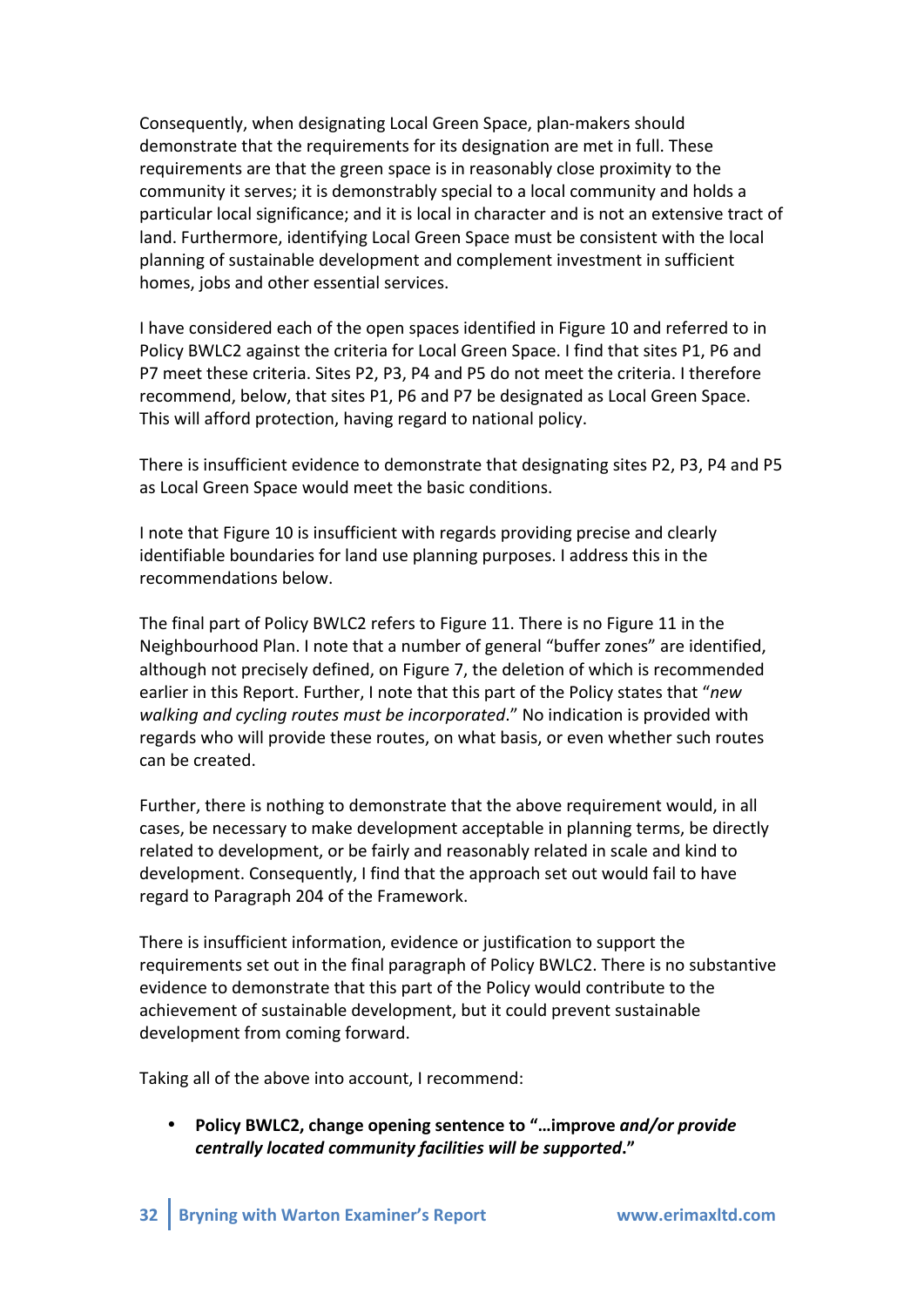Consequently, when designating Local Green Space, plan-makers should demonstrate that the requirements for its designation are met in full. These requirements are that the green space is in reasonably close proximity to the community it serves; it is demonstrably special to a local community and holds a particular local significance; and it is local in character and is not an extensive tract of land. Furthermore, identifying Local Green Space must be consistent with the local planning of sustainable development and complement investment in sufficient homes, jobs and other essential services.

I have considered each of the open spaces identified in Figure 10 and referred to in Policy BWLC2 against the criteria for Local Green Space. I find that sites P1, P6 and P7 meet these criteria. Sites P2, P3, P4 and P5 do not meet the criteria. I therefore recommend, below, that sites P1, P6 and P7 be designated as Local Green Space. This will afford protection, having regard to national policy.

There is insufficient evidence to demonstrate that designating sites P2, P3, P4 and P5 as Local Green Space would meet the basic conditions.

I note that Figure 10 is insufficient with regards providing precise and clearly identifiable boundaries for land use planning purposes. I address this in the recommendations below.

The final part of Policy BWLC2 refers to Figure 11. There is no Figure 11 in the Neighbourhood Plan. I note that a number of general "buffer zones" are identified, although not precisely defined, on Figure 7, the deletion of which is recommended earlier in this Report. Further, I note that this part of the Policy states that "*new walking and cycling routes must be incorporated*." No indication is provided with regards who will provide these routes, on what basis, or even whether such routes can be created.

Further, there is nothing to demonstrate that the above requirement would, in all cases, be necessary to make development acceptable in planning terms, be directly related to development, or be fairly and reasonably related in scale and kind to development. Consequently, I find that the approach set out would fail to have regard to Paragraph 204 of the Framework.

There is insufficient information, evidence or justification to support the requirements set out in the final paragraph of Policy BWLC2. There is no substantive evidence to demonstrate that this part of the Policy would contribute to the achievement of sustainable development, but it could prevent sustainable development from coming forward.

Taking all of the above into account, I recommend:

- **Policy BWLC2, change opening sentence to "…improve *and/or provide centrally located community facilities will be supported*."**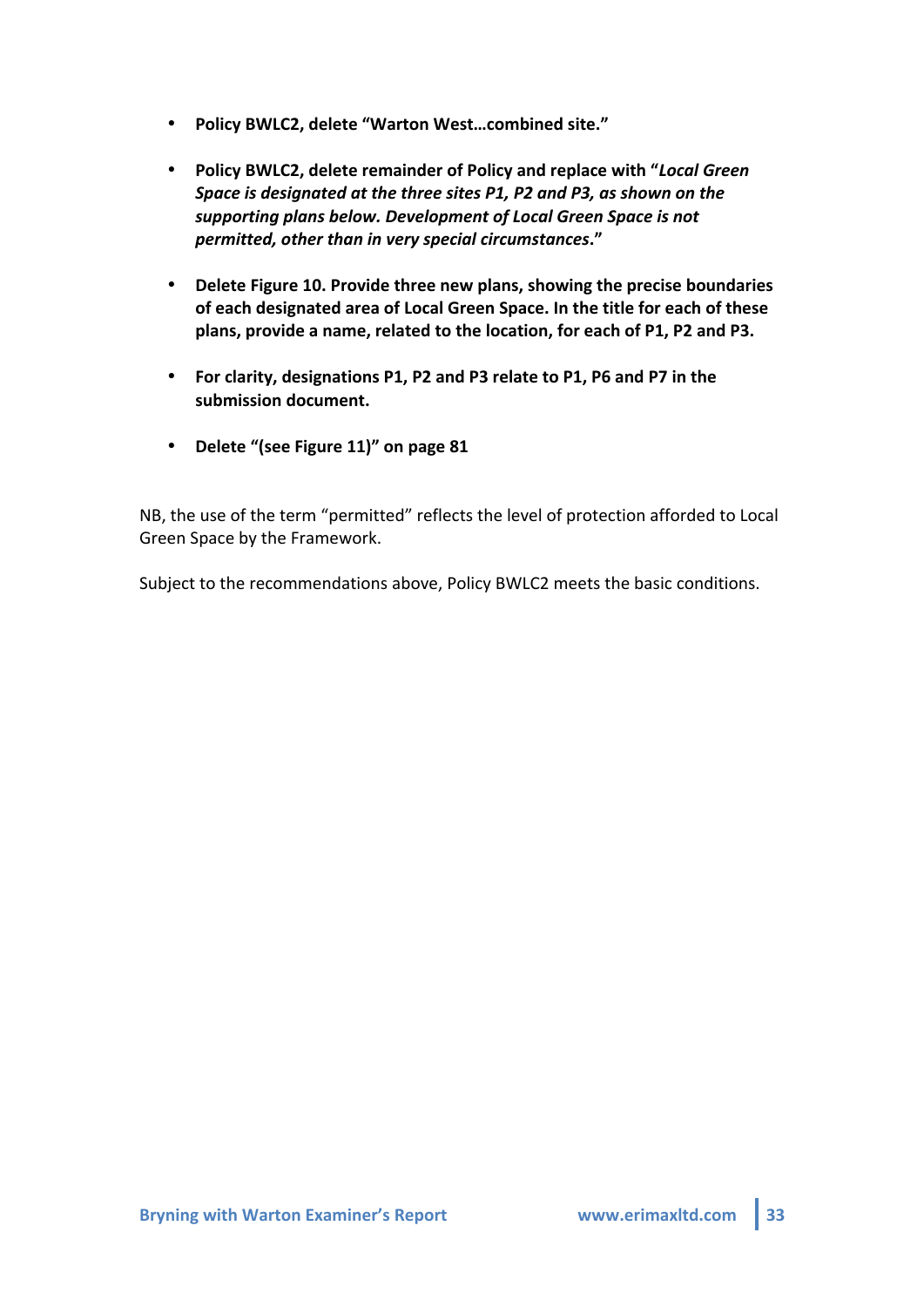- **Policy BWLC2, delete "Warton West…combined site."**

- **Policy BWLC2, delete remainder of Policy and replace with "*Local Green Space is designated at the three sites P1, P2 and P3, as shown on the supporting plans below. Development of Local Green Space is not permitted, other than in very special circumstances*."**

- **Delete Figure 10. Provide three new plans, showing the precise boundaries of each designated area of Local Green Space. In the title for each of these plans, provide a name, related to the location, for each of P1, P2 and P3.**

- **For clarity, designations P1, P2 and P3 relate to P1, P6 and P7 in the submission document.**

- **Delete "(see Figure 11)" on page 81**

NB, the use of the term "permitted" reflects the level of protection afforded to Local Green Space by the Framework.

Subject to the recommendations above, Policy BWLC2 meets the basic conditions.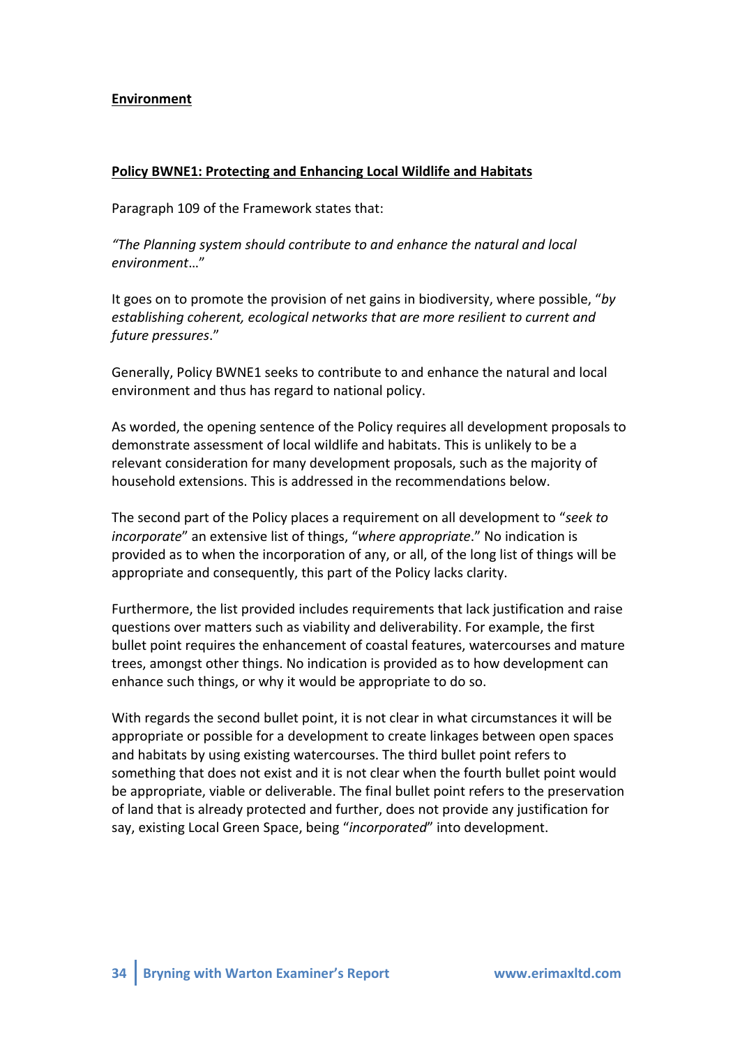## Environment

### Policy BWNE1: Protecting and Enhancing Local Wildlife and Habitats

Paragraph 109 of the Framework states that:

*"The Planning system should contribute to and enhance the natural and local environment…"*

It goes on to promote the provision of net gains in biodiversity, where possible, "*by establishing coherent, ecological networks that are more resilient to current and future pressures*."

Generally, Policy BWNE1 seeks to contribute to and enhance the natural and local environment and thus has regard to national policy.

As worded, the opening sentence of the Policy requires all development proposals to demonstrate assessment of local wildlife and habitats. This is unlikely to be a relevant consideration for many development proposals, such as the majority of household extensions. This is addressed in the recommendations below.

The second part of the Policy places a requirement on all development to "*seek to incorporate*" an extensive list of things, "*where appropriate*." No indication is provided as to when the incorporation of any, or all, of the long list of things will be appropriate and consequently, this part of the Policy lacks clarity.

Furthermore, the list provided includes requirements that lack justification and raise questions over matters such as viability and deliverability. For example, the first bullet point requires the enhancement of coastal features, watercourses and mature trees, amongst other things. No indication is provided as to how development can enhance such things, or why it would be appropriate to do so.

With regards the second bullet point, it is not clear in what circumstances it will be appropriate or possible for a development to create linkages between open spaces and habitats by using existing watercourses. The third bullet point refers to something that does not exist and it is not clear when the fourth bullet point would be appropriate, viable or deliverable. The final bullet point refers to the preservation of land that is already protected and further, does not provide any justification for say, existing Local Green Space, being "*incorporated*" into development.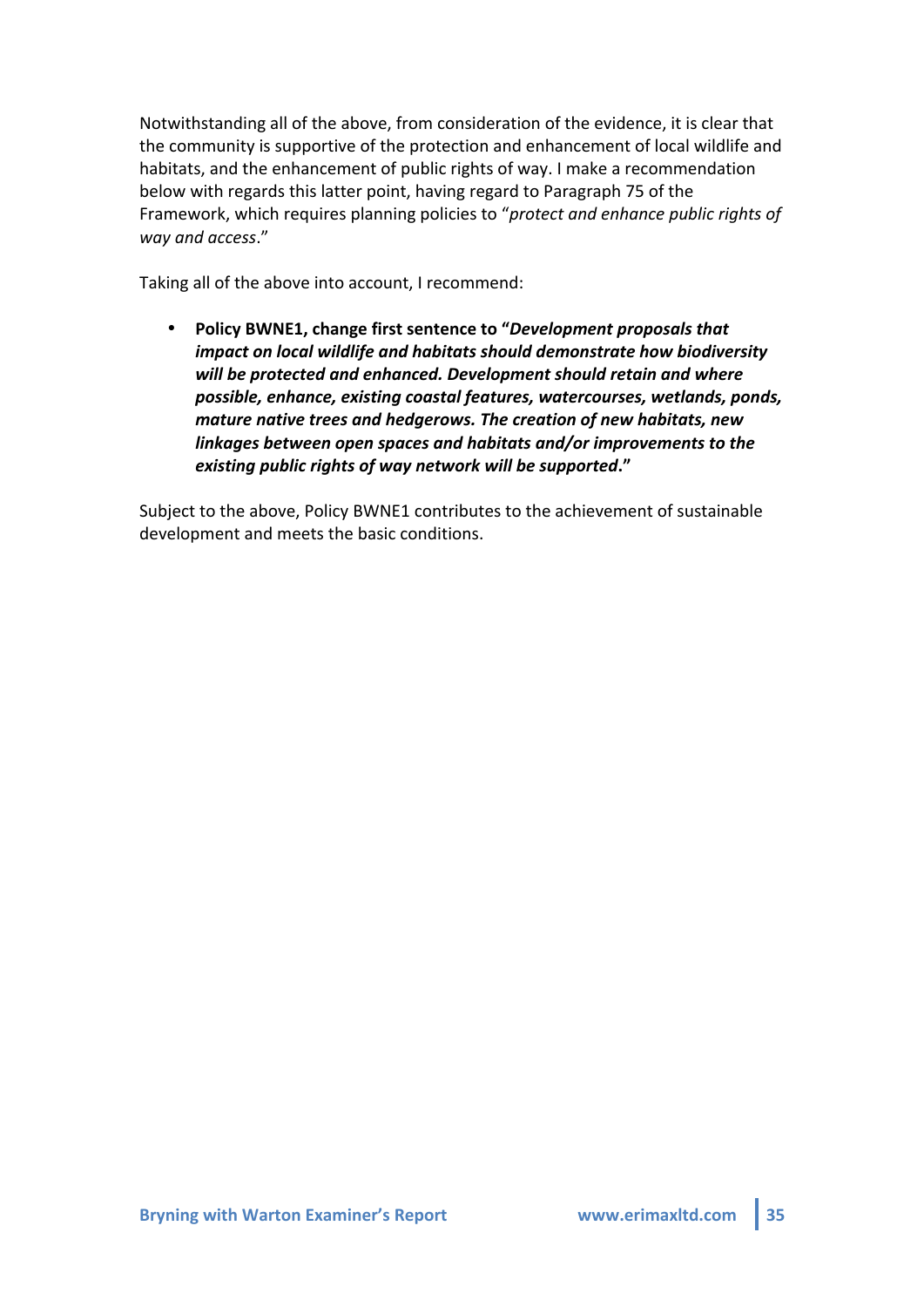Notwithstanding all of the above, from consideration of the evidence, it is clear that the community is supportive of the protection and enhancement of local wildlife and habitats, and the enhancement of public rights of way. I make a recommendation below with regards this latter point, having regard to Paragraph 75 of the Framework, which requires planning policies to "*protect and enhance public rights of way and access*."

Taking all of the above into account, I recommend:

- **Policy BWNE1, change first sentence to "*Development proposals that impact on local wildlife and habitats should demonstrate how biodiversity will be protected and enhanced. Development should retain and where possible, enhance, existing coastal features, watercourses, wetlands, ponds, mature native trees and hedgerows. The creation of new habitats, new linkages between open spaces and habitats and/or improvements to the existing public rights of way network will be supported*."**

Subject to the above, Policy BWNE1 contributes to the achievement of sustainable development and meets the basic conditions.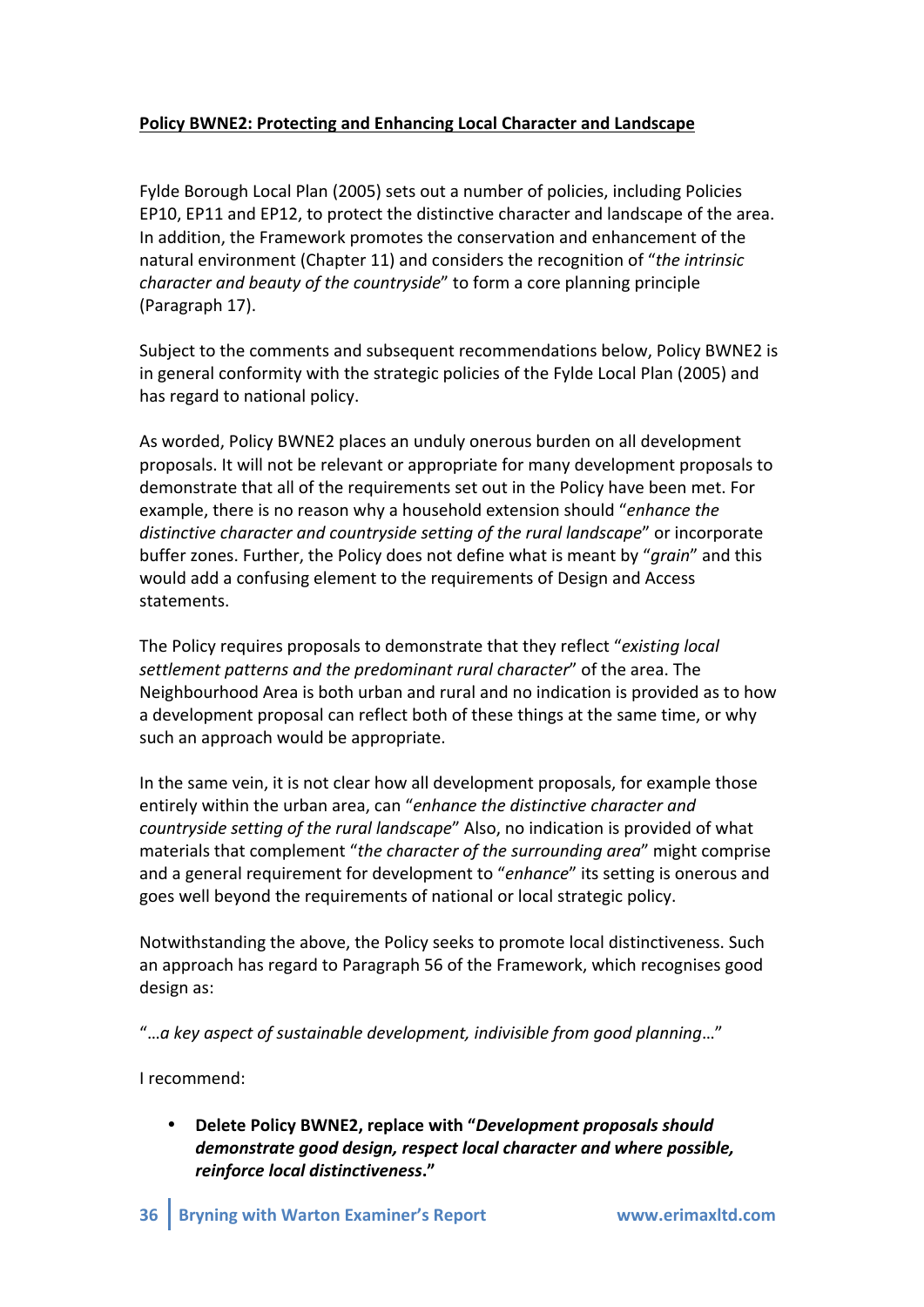**<u>Policy BWNE2: Protecting and Enhancing Local Character and Landscape</u>**

Fylde Borough Local Plan (2005) sets out a number of policies, including Policies EP10, EP11 and EP12, to protect the distinctive character and landscape of the area. In addition, the Framework promotes the conservation and enhancement of the natural environment (Chapter 11) and considers the recognition of "*the intrinsic character and beauty of the countryside*" to form a core planning principle (Paragraph 17).

Subject to the comments and subsequent recommendations below, Policy BWNE2 is in general conformity with the strategic policies of the Fylde Local Plan (2005) and has regard to national policy.

As worded, Policy BWNE2 places an unduly onerous burden on all development proposals. It will not be relevant or appropriate for many development proposals to demonstrate that all of the requirements set out in the Policy have been met. For example, there is no reason why a household extension should "*enhance the distinctive character and countryside setting of the rural landscape*" or incorporate buffer zones. Further, the Policy does not define what is meant by "*grain*" and this would add a confusing element to the requirements of Design and Access statements.

The Policy requires proposals to demonstrate that they reflect "*existing local settlement patterns and the predominant rural character*" of the area. The Neighbourhood Area is both urban and rural and no indication is provided as to how a development proposal can reflect both of these things at the same time, or why such an approach would be appropriate.

In the same vein, it is not clear how all development proposals, for example those entirely within the urban area, can "*enhance the distinctive character and countryside setting of the rural landscape*" Also, no indication is provided of what materials that complement "*the character of the surrounding area*" might comprise and a general requirement for development to "*enhance*" its setting is onerous and goes well beyond the requirements of national or local strategic policy.

Notwithstanding the above, the Policy seeks to promote local distinctiveness. Such an approach has regard to Paragraph 56 of the Framework, which recognises good design as:

"*…a key aspect of sustainable development, indivisible from good planning…*"

I recommend:

- **Delete Policy BWNE2, replace with "*Development proposals should demonstrate good design, respect local character and where possible, reinforce local distinctiveness*."**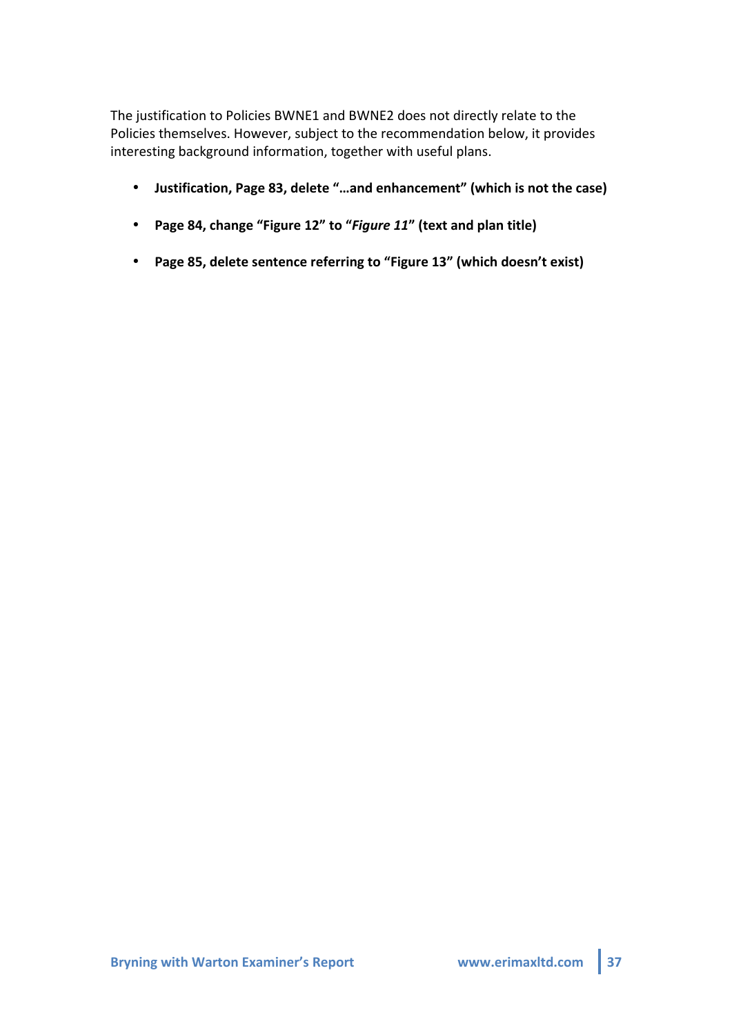The justification to Policies BWNE1 and BWNE2 does not directly relate to the Policies themselves. However, subject to the recommendation below, it provides interesting background information, together with useful plans.

- **Justification, Page 83, delete "…and enhancement" (which is not the case)**
- **Page 84, change "Figure 12" to "*Figure 11*" (text and plan title)**
- **Page 85, delete sentence referring to "Figure 13" (which doesn't exist)**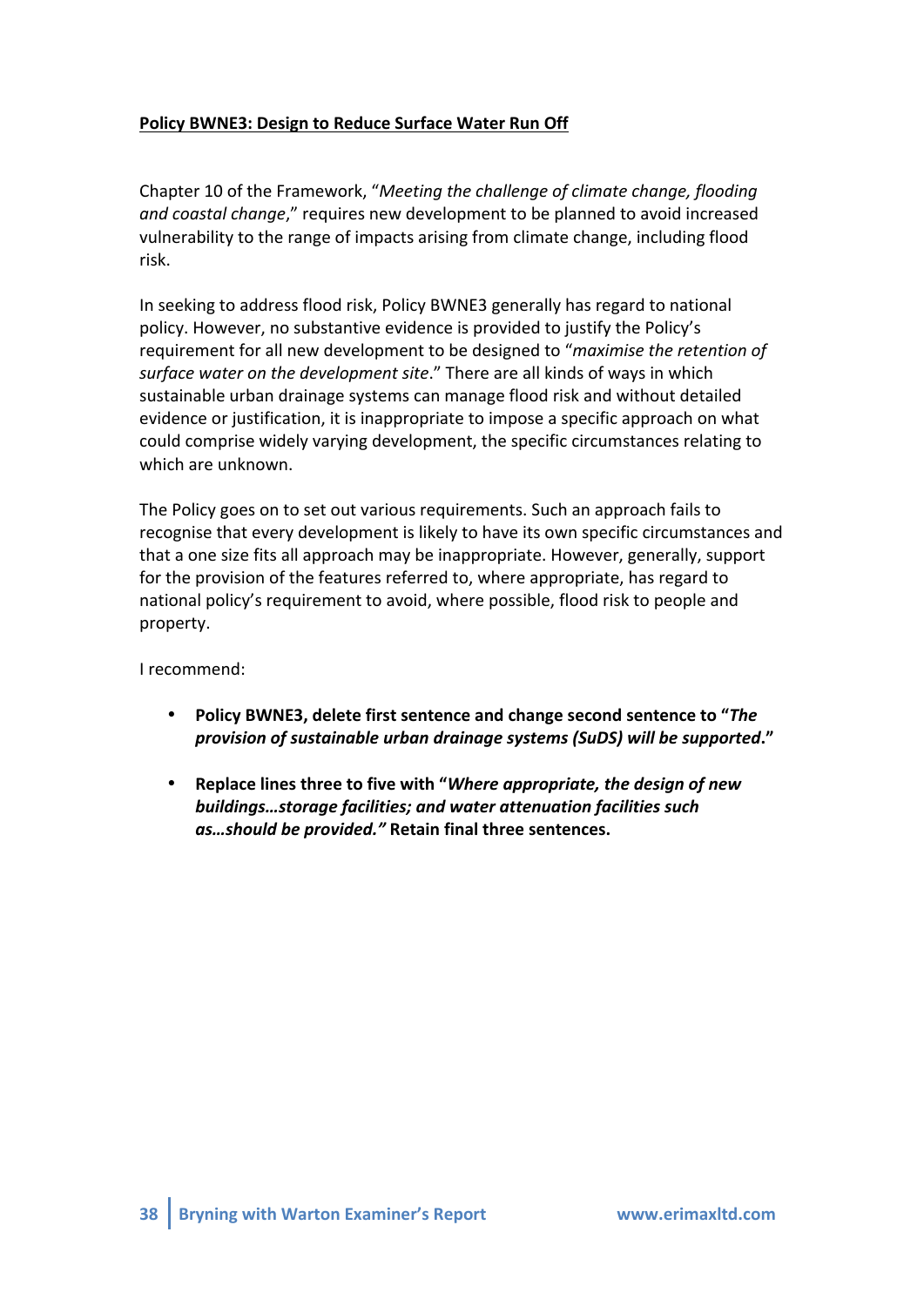**<u>Policy BWNE3: Design to Reduce Surface Water Run Off</u>**

Chapter 10 of the Framework, "*Meeting the challenge of climate change, flooding and coastal change*," requires new development to be planned to avoid increased vulnerability to the range of impacts arising from climate change, including flood risk.

In seeking to address flood risk, Policy BWNE3 generally has regard to national policy. However, no substantive evidence is provided to justify the Policy's requirement for all new development to be designed to "*maximise the retention of surface water on the development site*." There are all kinds of ways in which sustainable urban drainage systems can manage flood risk and without detailed evidence or justification, it is inappropriate to impose a specific approach on what could comprise widely varying development, the specific circumstances relating to which are unknown.

The Policy goes on to set out various requirements. Such an approach fails to recognise that every development is likely to have its own specific circumstances and that a one size fits all approach may be inappropriate. However, generally, support for the provision of the features referred to, where appropriate, has regard to national policy's requirement to avoid, where possible, flood risk to people and property.

I recommend:

- **Policy BWNE3, delete first sentence and change second sentence to "*The provision of sustainable urban drainage systems (SuDS) will be supported*."**

- **Replace lines three to five with "*Where appropriate, the design of new buildings…storage facilities; and water attenuation facilities such as…should be provided.*" Retain final three sentences.**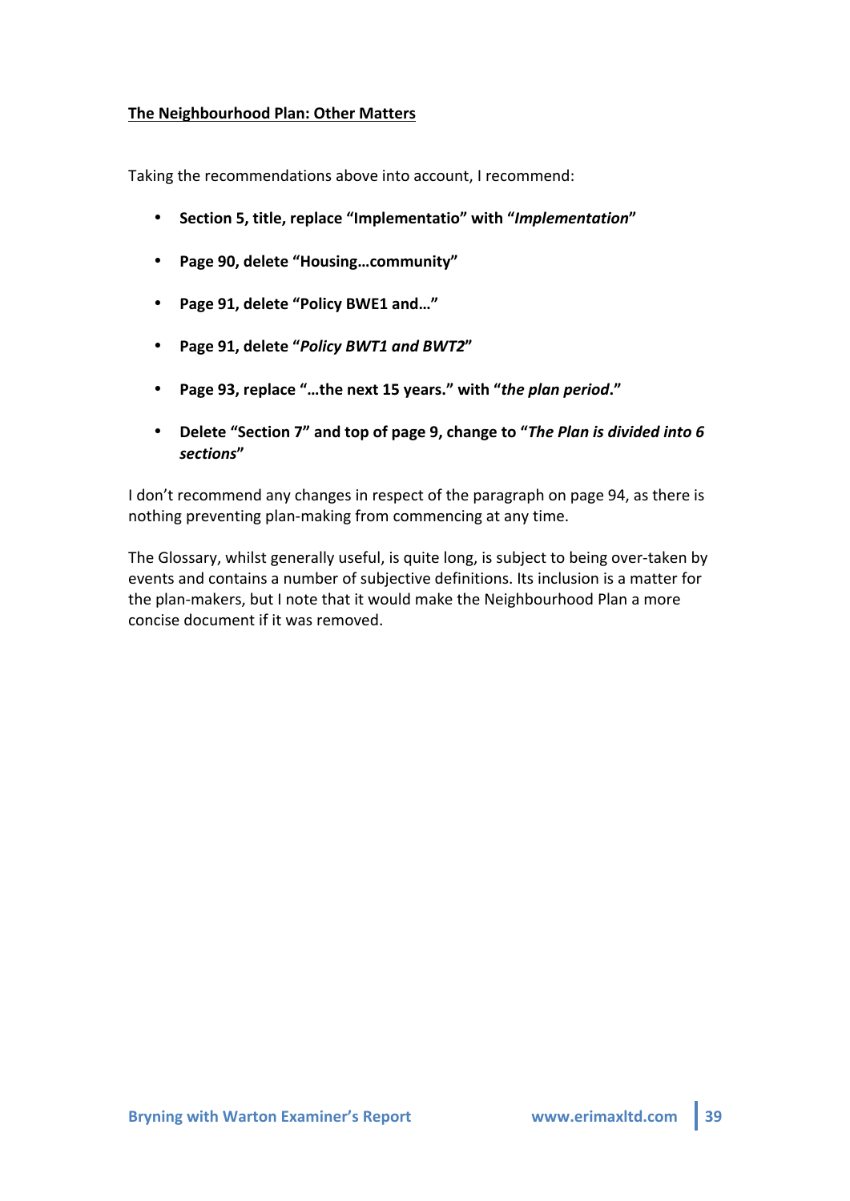**The Neighbourhood Plan: Other Matters**

Taking the recommendations above into account, I recommend:

- **Section 5, title, replace "Implementatio" with "*Implementation*"**
- **Page 90, delete "Housing…community"**
- **Page 91, delete "Policy BWE1 and…"**
- **Page 91, delete "*Policy BWT1 and BWT2*"**
- **Page 93, replace "…the next 15 years." with "*the plan period*."**
- **Delete "Section 7" and top of page 9, change to "*The Plan is divided into 6 sections*"**

I don't recommend any changes in respect of the paragraph on page 94, as there is nothing preventing plan-making from commencing at any time.

The Glossary, whilst generally useful, is quite long, is subject to being over-taken by events and contains a number of subjective definitions. Its inclusion is a matter for the plan-makers, but I note that it would make the Neighbourhood Plan a more concise document if it was removed.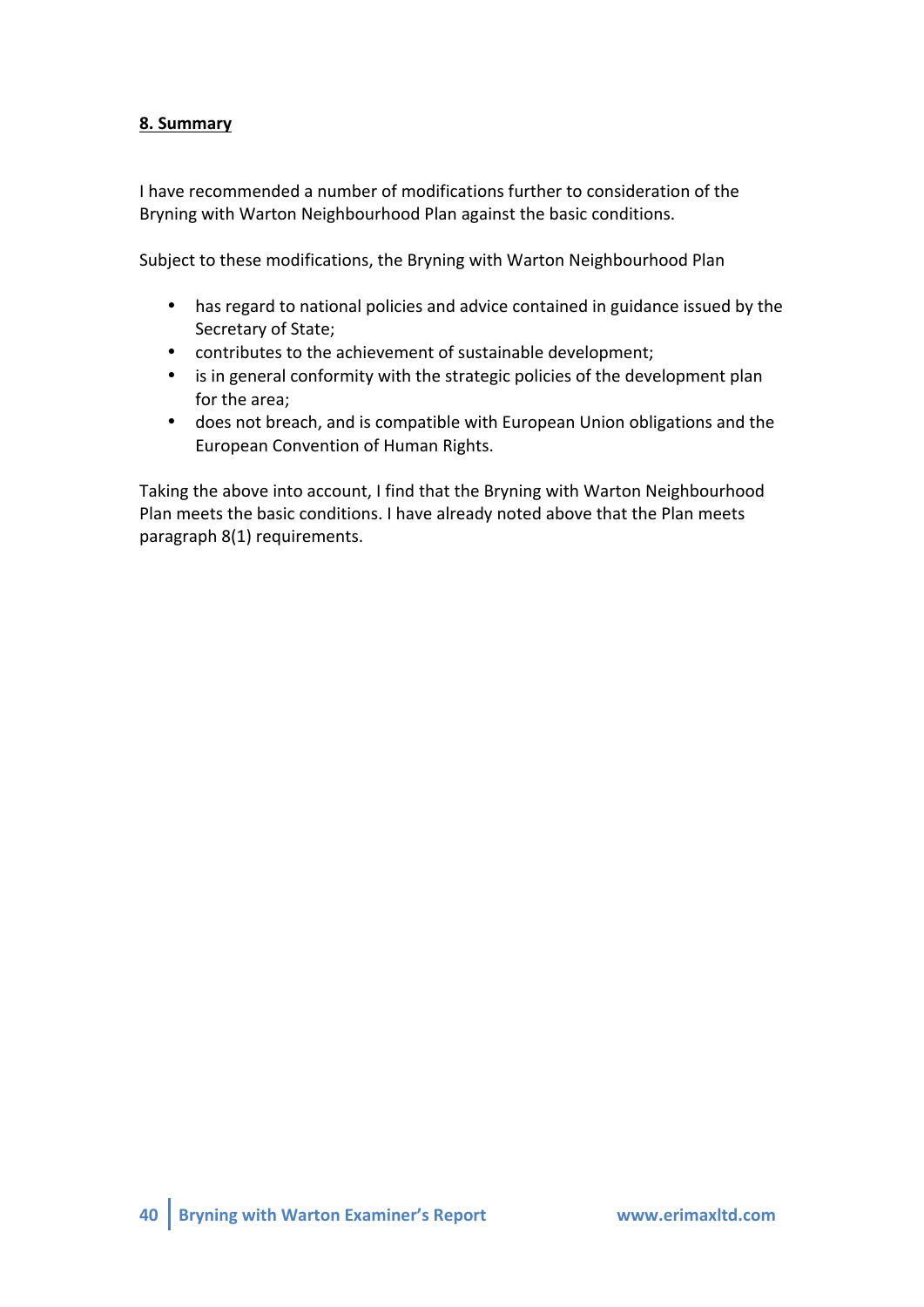## 8. Summary

I have recommended a number of modifications further to consideration of the Bryning with Warton Neighbourhood Plan against the basic conditions.

Subject to these modifications, the Bryning with Warton Neighbourhood Plan

- has regard to national policies and advice contained in guidance issued by the Secretary of State;
- contributes to the achievement of sustainable development;
- is in general conformity with the strategic policies of the development plan for the area;
- does not breach, and is compatible with European Union obligations and the European Convention of Human Rights.

Taking the above into account, I find that the Bryning with Warton Neighbourhood Plan meets the basic conditions. I have already noted above that the Plan meets paragraph 8(1) requirements.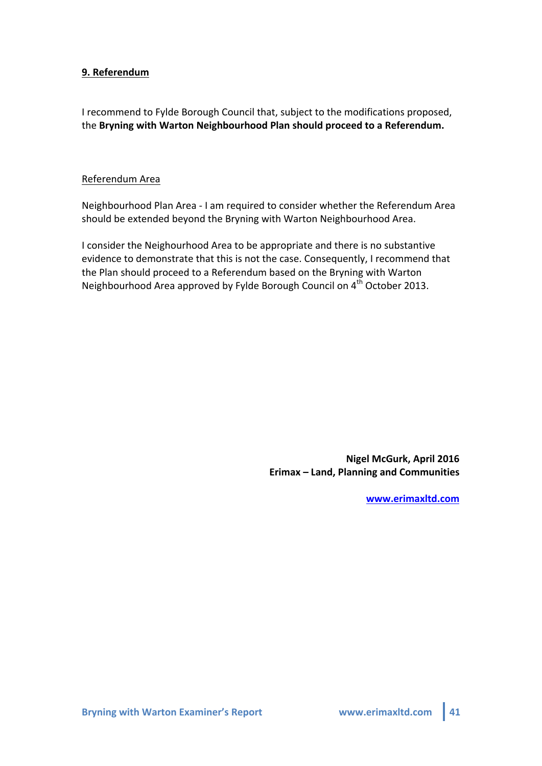## 9. Referendum

I recommend to Fylde Borough Council that, subject to the modifications proposed, the **Bryning with Warton Neighbourhood Plan should proceed to a Referendum.**

### Referendum Area

Neighbourhood Plan Area - I am required to consider whether the Referendum Area should be extended beyond the Bryning with Warton Neighbourhood Area.

I consider the Neighbourhood Area to be appropriate and there is no substantive evidence to demonstrate that this is not the case. Consequently, I recommend that the Plan should proceed to a Referendum based on the Bryning with Warton Neighbourhood Area approved by Fylde Borough Council on 4th October 2013.

**Nigel McGurk, April 2016**
**Erimax – Land, Planning and Communities**

**www.erimaxltd.com**